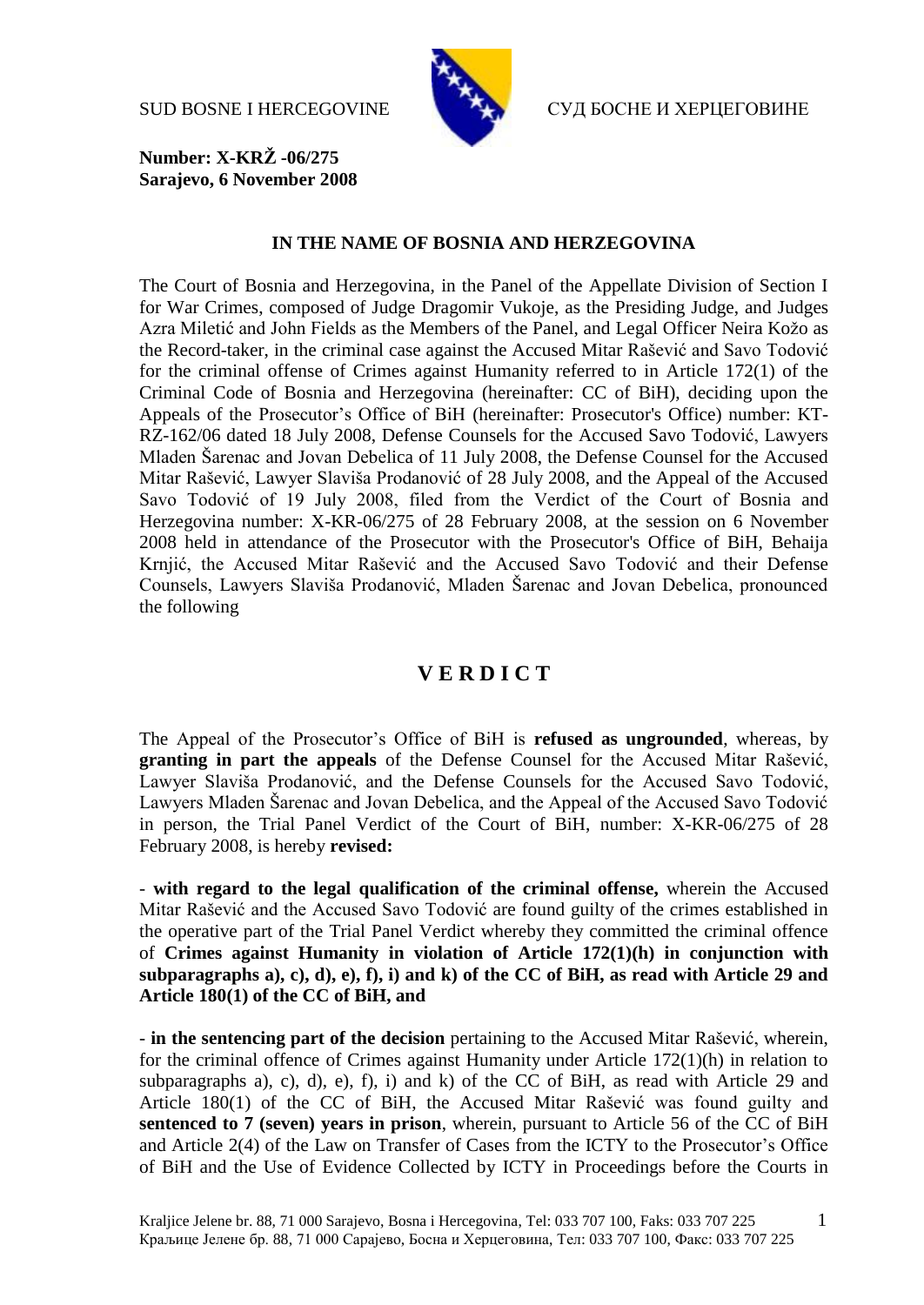SUD BOSNE I HERCEGOVINE СУД БОСНЕ И ХЕРЦЕГОВИНЕ

**Number: X-KRŽ -06/275**
**Sarajevo, 6 November 2008**

**IN THE NAME OF BOSNIA AND HERZEGOVINA**

The Court of Bosnia and Herzegovina, in the Panel of the Appellate Division of Section I for War Crimes, composed of Judge Dragomir Vukoje, as the Presiding Judge, and Judges Azra Miletić and John Fields as the Members of the Panel, and Legal Officer Neira Kožo as the Record-taker, in the criminal case against the Accused Mitar Rašević and Savo Todović for the criminal offense of Crimes against Humanity referred to in Article 172(1) of the Criminal Code of Bosnia and Herzegovina (hereinafter: CC of BiH), deciding upon the Appeals of the Prosecutor's Office of BiH (hereinafter: Prosecutor's Office) number: KT-RZ-162/06 dated 18 July 2008, Defense Counsels for the Accused Savo Todović, Lawyers Mladen Šarenac and Jovan Debelica of 11 July 2008, the Defense Counsel for the Accused Mitar Rašević, Lawyer Slaviša Prodanović of 28 July 2008, and the Appeal of the Accused Savo Todović of 19 July 2008, filed from the Verdict of the Court of Bosnia and Herzegovina number: X-KR-06/275 of 28 February 2008, at the session on 6 November 2008 held in attendance of the Prosecutor with the Prosecutor's Office of BiH, Behaija Krnjić, the Accused Mitar Rašević and the Accused Savo Todović and their Defense Counsels, Lawyers Slaviša Prodanović, Mladen Šarenac and Jovan Debelica, pronounced the following

# V E R D I C T

The Appeal of the Prosecutor's Office of BiH is **refused as ungrounded**, whereas, by **granting in part the appeals** of the Defense Counsel for the Accused Mitar Rašević, Lawyer Slaviša Prodanović, and the Defense Counsels for the Accused Savo Todović, Lawyers Mladen Šarenac and Jovan Debelica, and the Appeal of the Accused Savo Todović in person, the Trial Panel Verdict of the Court of BiH, number: X-KR-06/275 of 28 February 2008, is hereby **revised:**

- **with regard to the legal qualification of the criminal offense,** wherein the Accused Mitar Rašević and the Accused Savo Todović are found guilty of the crimes established in the operative part of the Trial Panel Verdict whereby they committed the criminal offence of **Crimes against Humanity in violation of Article 172(1)(h) in conjunction with subparagraphs a), c), d), e), f), i) and k) of the CC of BiH, as read with Article 29 and Article 180(1) of the CC of BiH, and**

- **in the sentencing part of the decision** pertaining to the Accused Mitar Rašević, wherein, for the criminal offence of Crimes against Humanity under Article 172(1)(h) in relation to subparagraphs a), c), d), e), f), i) and k) of the CC of BiH, as read with Article 29 and Article 180(1) of the CC of BiH, the Accused Mitar Rašević was found guilty and **sentenced to 7 (seven) years in prison**, wherein, pursuant to Article 56 of the CC of BiH and Article 2(4) of the Law on Transfer of Cases from the ICTY to the Prosecutor's Office of BiH and the Use of Evidence Collected by ICTY in Proceedings before the Courts in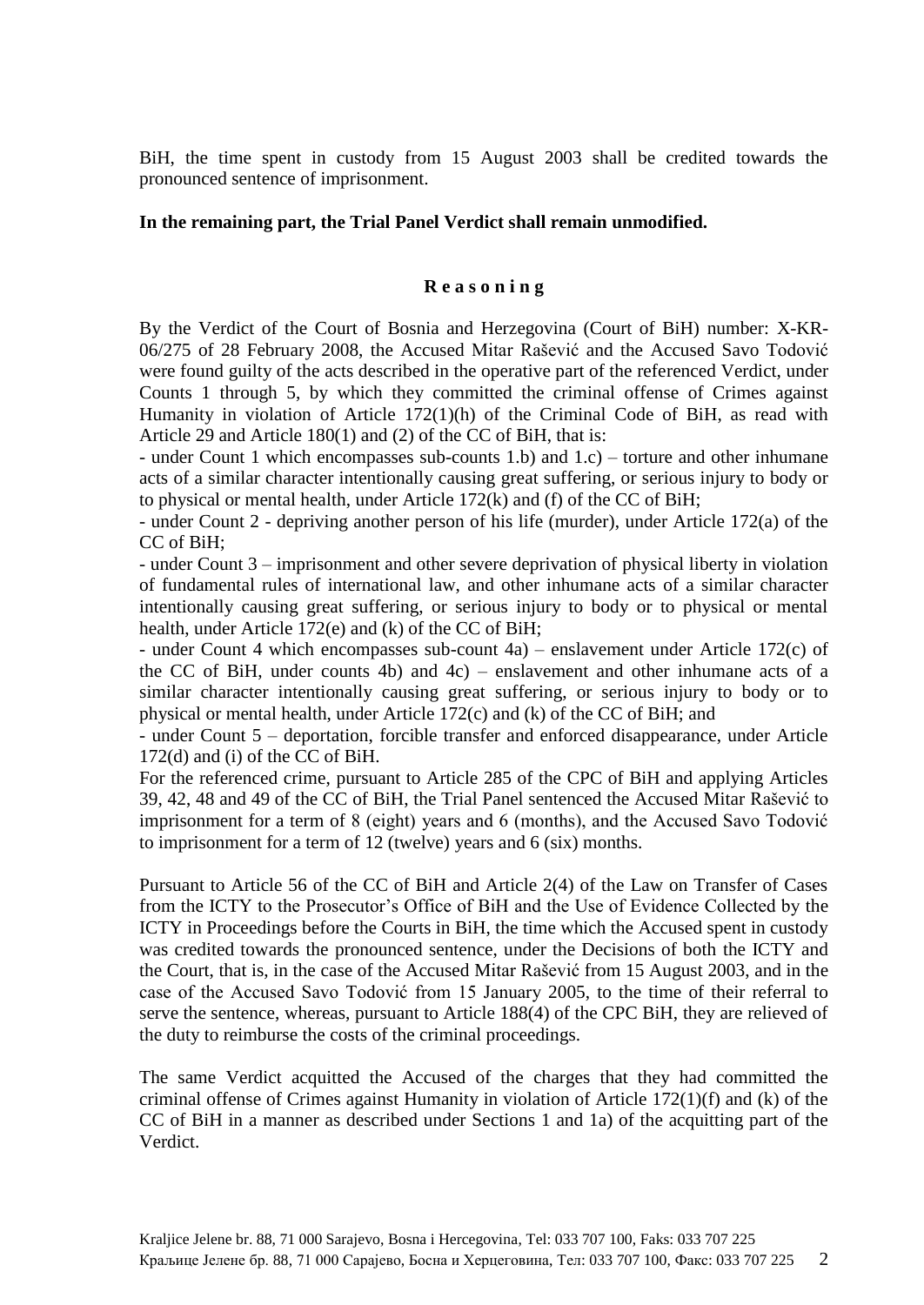BiH, the time spent in custody from 15 August 2003 shall be credited towards the pronounced sentence of imprisonment.

**In the remaining part, the Trial Panel Verdict shall remain unmodified.**

## R e a s o n i n g

By the Verdict of the Court of Bosnia and Herzegovina (Court of BiH) number: X-KR-06/275 of 28 February 2008, the Accused Mitar Rašević and the Accused Savo Todović were found guilty of the acts described in the operative part of the referenced Verdict, under Counts 1 through 5, by which they committed the criminal offense of Crimes against Humanity in violation of Article 172(1)(h) of the Criminal Code of BiH, as read with Article 29 and Article 180(1) and (2) of the CC of BiH, that is:

- under Count 1 which encompasses sub-counts 1.b) and 1.c) – torture and other inhumane acts of a similar character intentionally causing great suffering, or serious injury to body or to physical or mental health, under Article 172(k) and (f) of the CC of BiH;
- under Count 2 - depriving another person of his life (murder), under Article 172(a) of the CC of BiH;
- under Count 3 – imprisonment and other severe deprivation of physical liberty in violation of fundamental rules of international law, and other inhumane acts of a similar character intentionally causing great suffering, or serious injury to body or to physical or mental health, under Article 172(e) and (k) of the CC of BiH;
- under Count 4 which encompasses sub-count 4a) – enslavement under Article 172(c) of the CC of BiH, under counts 4b) and 4c) – enslavement and other inhumane acts of a similar character intentionally causing great suffering, or serious injury to body or to physical or mental health, under Article 172(c) and (k) of the CC of BiH; and
- under Count 5 – deportation, forcible transfer and enforced disappearance, under Article 172(d) and (i) of the CC of BiH.

For the referenced crime, pursuant to Article 285 of the CPC of BiH and applying Articles 39, 42, 48 and 49 of the CC of BiH, the Trial Panel sentenced the Accused Mitar Rašević to imprisonment for a term of 8 (eight) years and 6 (months), and the Accused Savo Todović to imprisonment for a term of 12 (twelve) years and 6 (six) months.

Pursuant to Article 56 of the CC of BiH and Article 2(4) of the Law on Transfer of Cases from the ICTY to the Prosecutor's Office of BiH and the Use of Evidence Collected by the ICTY in Proceedings before the Courts in BiH, the time which the Accused spent in custody was credited towards the pronounced sentence, under the Decisions of both the ICTY and the Court, that is, in the case of the Accused Mitar Rašević from 15 August 2003, and in the case of the Accused Savo Todović from 15 January 2005, to the time of their referral to serve the sentence, whereas, pursuant to Article 188(4) of the CPC BiH, they are relieved of the duty to reimburse the costs of the criminal proceedings.

The same Verdict acquitted the Accused of the charges that they had committed the criminal offense of Crimes against Humanity in violation of Article 172(1)(f) and (k) of the CC of BiH in a manner as described under Sections 1 and 1a) of the acquitting part of the Verdict.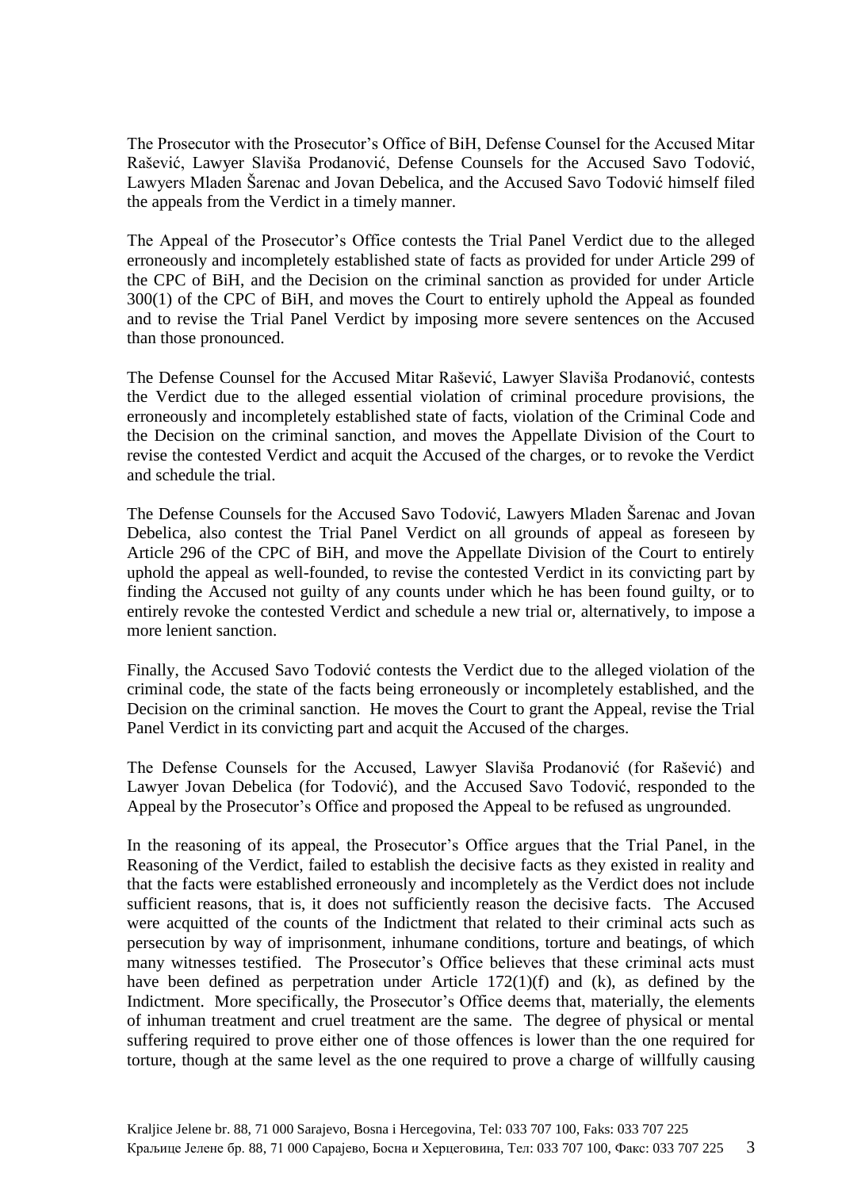The Prosecutor with the Prosecutor's Office of BiH, Defense Counsel for the Accused Mitar Rašević, Lawyer Slaviša Prodanović, Defense Counsels for the Accused Savo Todović, Lawyers Mladen Šarenac and Jovan Debelica, and the Accused Savo Todović himself filed the appeals from the Verdict in a timely manner.

The Appeal of the Prosecutor's Office contests the Trial Panel Verdict due to the alleged erroneously and incompletely established state of facts as provided for under Article 299 of the CPC of BiH, and the Decision on the criminal sanction as provided for under Article 300(1) of the CPC of BiH, and moves the Court to entirely uphold the Appeal as founded and to revise the Trial Panel Verdict by imposing more severe sentences on the Accused than those pronounced.

The Defense Counsel for the Accused Mitar Rašević, Lawyer Slaviša Prodanović, contests the Verdict due to the alleged essential violation of criminal procedure provisions, the erroneously and incompletely established state of facts, violation of the Criminal Code and the Decision on the criminal sanction, and moves the Appellate Division of the Court to revise the contested Verdict and acquit the Accused of the charges, or to revoke the Verdict and schedule the trial.

The Defense Counsels for the Accused Savo Todović, Lawyers Mladen Šarenac and Jovan Debelica, also contest the Trial Panel Verdict on all grounds of appeal as foreseen by Article 296 of the CPC of BiH, and move the Appellate Division of the Court to entirely uphold the appeal as well-founded, to revise the contested Verdict in its convicting part by finding the Accused not guilty of any counts under which he has been found guilty, or to entirely revoke the contested Verdict and schedule a new trial or, alternatively, to impose a more lenient sanction.

Finally, the Accused Savo Todović contests the Verdict due to the alleged violation of the criminal code, the state of the facts being erroneously or incompletely established, and the Decision on the criminal sanction. He moves the Court to grant the Appeal, revise the Trial Panel Verdict in its convicting part and acquit the Accused of the charges.

The Defense Counsels for the Accused, Lawyer Slaviša Prodanović (for Rašević) and Lawyer Jovan Debelica (for Todović), and the Accused Savo Todović, responded to the Appeal by the Prosecutor's Office and proposed the Appeal to be refused as ungrounded.

In the reasoning of its appeal, the Prosecutor's Office argues that the Trial Panel, in the Reasoning of the Verdict, failed to establish the decisive facts as they existed in reality and that the facts were established erroneously and incompletely as the Verdict does not include sufficient reasons, that is, it does not sufficiently reason the decisive facts. The Accused were acquitted of the counts of the Indictment that related to their criminal acts such as persecution by way of imprisonment, inhumane conditions, torture and beatings, of which many witnesses testified. The Prosecutor's Office believes that these criminal acts must have been defined as perpetration under Article 172(1)(f) and (k), as defined by the Indictment. More specifically, the Prosecutor's Office deems that, materially, the elements of inhuman treatment and cruel treatment are the same. The degree of physical or mental suffering required to prove either one of those offences is lower than the one required for torture, though at the same level as the one required to prove a charge of willfully causing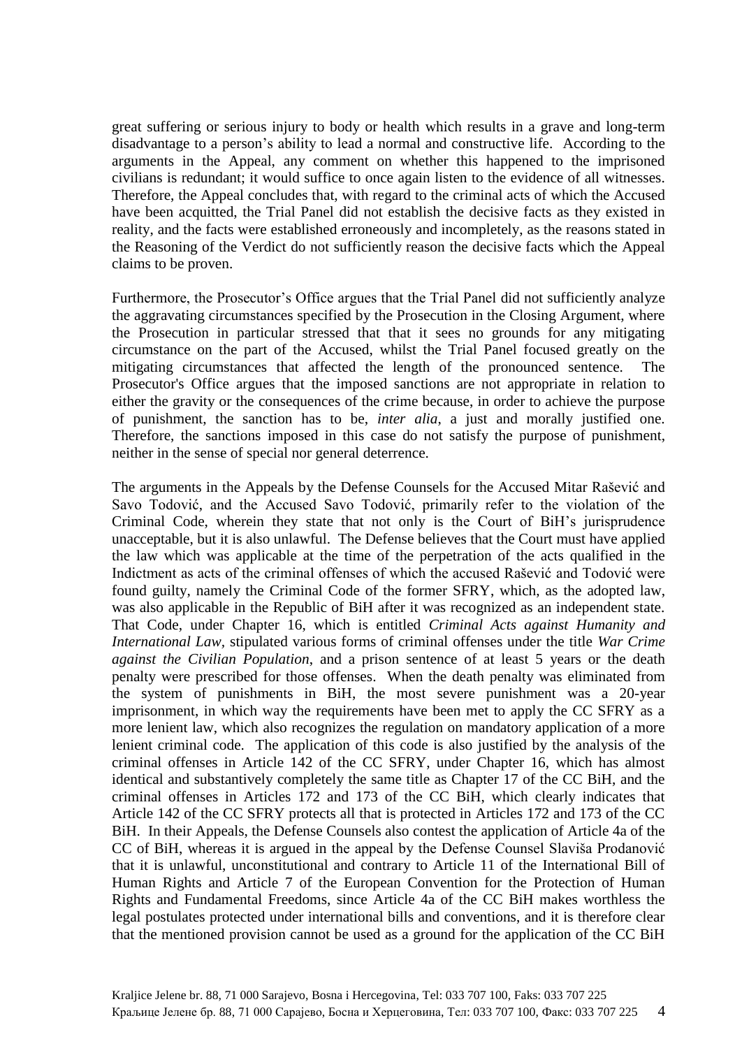great suffering or serious injury to body or health which results in a grave and long-term disadvantage to a person's ability to lead a normal and constructive life. According to the arguments in the Appeal, any comment on whether this happened to the imprisoned civilians is redundant; it would suffice to once again listen to the evidence of all witnesses. Therefore, the Appeal concludes that, with regard to the criminal acts of which the Accused have been acquitted, the Trial Panel did not establish the decisive facts as they existed in reality, and the facts were established erroneously and incompletely, as the reasons stated in the Reasoning of the Verdict do not sufficiently reason the decisive facts which the Appeal claims to be proven.

Furthermore, the Prosecutor's Office argues that the Trial Panel did not sufficiently analyze the aggravating circumstances specified by the Prosecution in the Closing Argument, where the Prosecution in particular stressed that that it sees no grounds for any mitigating circumstance on the part of the Accused, whilst the Trial Panel focused greatly on the mitigating circumstances that affected the length of the pronounced sentence. The Prosecutor's Office argues that the imposed sanctions are not appropriate in relation to either the gravity or the consequences of the crime because, in order to achieve the purpose of punishment, the sanction has to be, *inter alia*, a just and morally justified one. Therefore, the sanctions imposed in this case do not satisfy the purpose of punishment, neither in the sense of special nor general deterrence.

The arguments in the Appeals by the Defense Counsels for the Accused Mitar Rašević and Savo Todović, and the Accused Savo Todović, primarily refer to the violation of the Criminal Code, wherein they state that not only is the Court of BiH's jurisprudence unacceptable, but it is also unlawful. The Defense believes that the Court must have applied the law which was applicable at the time of the perpetration of the acts qualified in the Indictment as acts of the criminal offenses of which the accused Rašević and Todović were found guilty, namely the Criminal Code of the former SFRY, which, as the adopted law, was also applicable in the Republic of BiH after it was recognized as an independent state. That Code, under Chapter 16, which is entitled *Criminal Acts against Humanity and International Law,* stipulated various forms of criminal offenses under the title *War Crime against the Civilian Population*, and a prison sentence of at least 5 years or the death penalty were prescribed for those offenses. When the death penalty was eliminated from the system of punishments in BiH, the most severe punishment was a 20-year imprisonment, in which way the requirements have been met to apply the CC SFRY as a more lenient law, which also recognizes the regulation on mandatory application of a more lenient criminal code. The application of this code is also justified by the analysis of the criminal offenses in Article 142 of the CC SFRY, under Chapter 16, which has almost identical and substantively completely the same title as Chapter 17 of the CC BiH, and the criminal offenses in Articles 172 and 173 of the CC BiH, which clearly indicates that Article 142 of the CC SFRY protects all that is protected in Articles 172 and 173 of the CC BiH. In their Appeals, the Defense Counsels also contest the application of Article 4a of the CC of BiH, whereas it is argued in the appeal by the Defense Counsel Slaviša Prodanović that it is unlawful, unconstitutional and contrary to Article 11 of the International Bill of Human Rights and Article 7 of the European Convention for the Protection of Human Rights and Fundamental Freedoms, since Article 4a of the CC BiH makes worthless the legal postulates protected under international bills and conventions, and it is therefore clear that the mentioned provision cannot be used as a ground for the application of the CC BiH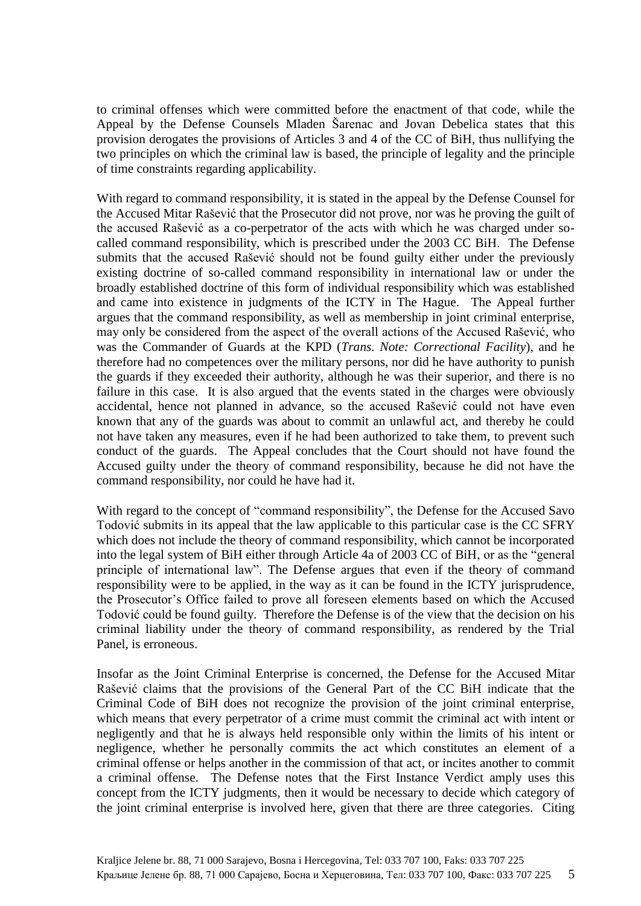to criminal offenses which were committed before the enactment of that code, while the Appeal by the Defense Counsels Mladen Šarenac and Jovan Debelica states that this provision derogates the provisions of Articles 3 and 4 of the CC of BiH, thus nullifying the two principles on which the criminal law is based, the principle of legality and the principle of time constraints regarding applicability.

With regard to command responsibility, it is stated in the appeal by the Defense Counsel for the Accused Mitar Rašević that the Prosecutor did not prove, nor was he proving the guilt of the accused Rašević as a co-perpetrator of the acts with which he was charged under so-called command responsibility, which is prescribed under the 2003 CC BiH. The Defense submits that the accused Rašević should not be found guilty either under the previously existing doctrine of so-called command responsibility in international law or under the broadly established doctrine of this form of individual responsibility which was established and came into existence in judgments of the ICTY in The Hague. The Appeal further argues that the command responsibility, as well as membership in joint criminal enterprise, may only be considered from the aspect of the overall actions of the Accused Rašević, who was the Commander of Guards at the KPD (*Trans. Note: Correctional Facility*), and he therefore had no competences over the military persons, nor did he have authority to punish the guards if they exceeded their authority, although he was their superior, and there is no failure in this case. It is also argued that the events stated in the charges were obviously accidental, hence not planned in advance, so the accused Rašević could not have even known that any of the guards was about to commit an unlawful act, and thereby he could not have taken any measures, even if he had been authorized to take them, to prevent such conduct of the guards. The Appeal concludes that the Court should not have found the Accused guilty under the theory of command responsibility, because he did not have the command responsibility, nor could he have had it.

With regard to the concept of "command responsibility", the Defense for the Accused Savo Todović submits in its appeal that the law applicable to this particular case is the CC SFRY which does not include the theory of command responsibility, which cannot be incorporated into the legal system of BiH either through Article 4a of 2003 CC of BiH, or as the "general principle of international law". The Defense argues that even if the theory of command responsibility were to be applied, in the way as it can be found in the ICTY jurisprudence, the Prosecutor's Office failed to prove all foreseen elements based on which the Accused Todović could be found guilty. Therefore the Defense is of the view that the decision on his criminal liability under the theory of command responsibility, as rendered by the Trial Panel, is erroneous.

Insofar as the Joint Criminal Enterprise is concerned, the Defense for the Accused Mitar Rašević claims that the provisions of the General Part of the CC BiH indicate that the Criminal Code of BiH does not recognize the provision of the joint criminal enterprise, which means that every perpetrator of a crime must commit the criminal act with intent or negligently and that he is always held responsible only within the limits of his intent or negligence, whether he personally commits the act which constitutes an element of a criminal offense or helps another in the commission of that act, or incites another to commit a criminal offense. The Defense notes that the First Instance Verdict amply uses this concept from the ICTY judgments, then it would be necessary to decide which category of the joint criminal enterprise is involved here, given that there are three categories. Citing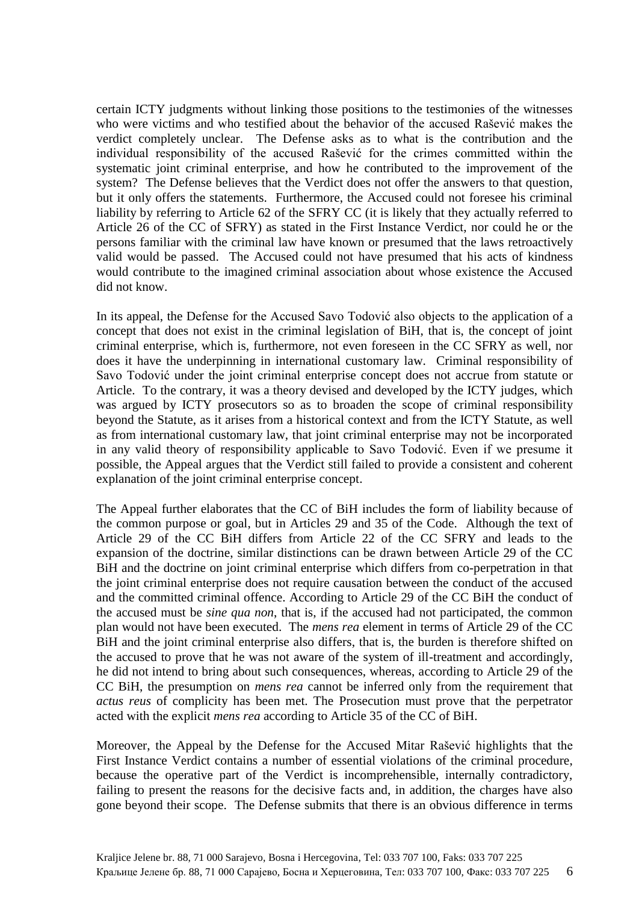certain ICTY judgments without linking those positions to the testimonies of the witnesses who were victims and who testified about the behavior of the accused Rašević makes the verdict completely unclear. The Defense asks as to what is the contribution and the individual responsibility of the accused Rašević for the crimes committed within the systematic joint criminal enterprise, and how he contributed to the improvement of the system? The Defense believes that the Verdict does not offer the answers to that question, but it only offers the statements. Furthermore, the Accused could not foresee his criminal liability by referring to Article 62 of the SFRY CC (it is likely that they actually referred to Article 26 of the CC of SFRY) as stated in the First Instance Verdict, nor could he or the persons familiar with the criminal law have known or presumed that the laws retroactively valid would be passed. The Accused could not have presumed that his acts of kindness would contribute to the imagined criminal association about whose existence the Accused did not know.

In its appeal, the Defense for the Accused Savo Todović also objects to the application of a concept that does not exist in the criminal legislation of BiH, that is, the concept of joint criminal enterprise, which is, furthermore, not even foreseen in the CC SFRY as well, nor does it have the underpinning in international customary law. Criminal responsibility of Savo Todović under the joint criminal enterprise concept does not accrue from statute or Article. To the contrary, it was a theory devised and developed by the ICTY judges, which was argued by ICTY prosecutors so as to broaden the scope of criminal responsibility beyond the Statute, as it arises from a historical context and from the ICTY Statute, as well as from international customary law, that joint criminal enterprise may not be incorporated in any valid theory of responsibility applicable to Savo Todović. Even if we presume it possible, the Appeal argues that the Verdict still failed to provide a consistent and coherent explanation of the joint criminal enterprise concept.

The Appeal further elaborates that the CC of BiH includes the form of liability because of the common purpose or goal, but in Articles 29 and 35 of the Code. Although the text of Article 29 of the CC BiH differs from Article 22 of the CC SFRY and leads to the expansion of the doctrine, similar distinctions can be drawn between Article 29 of the CC BiH and the doctrine on joint criminal enterprise which differs from co-perpetration in that the joint criminal enterprise does not require causation between the conduct of the accused and the committed criminal offence. According to Article 29 of the CC BiH the conduct of the accused must be *sine qua non*, that is, if the accused had not participated, the common plan would not have been executed. The *mens rea* element in terms of Article 29 of the CC BiH and the joint criminal enterprise also differs, that is, the burden is therefore shifted on the accused to prove that he was not aware of the system of ill-treatment and accordingly, he did not intend to bring about such consequences, whereas, according to Article 29 of the CC BiH, the presumption on *mens rea* cannot be inferred only from the requirement that *actus reus* of complicity has been met. The Prosecution must prove that the perpetrator acted with the explicit *mens rea* according to Article 35 of the CC of BiH.

Moreover, the Appeal by the Defense for the Accused Mitar Rašević highlights that the First Instance Verdict contains a number of essential violations of the criminal procedure, because the operative part of the Verdict is incomprehensible, internally contradictory, failing to present the reasons for the decisive facts and, in addition, the charges have also gone beyond their scope. The Defense submits that there is an obvious difference in terms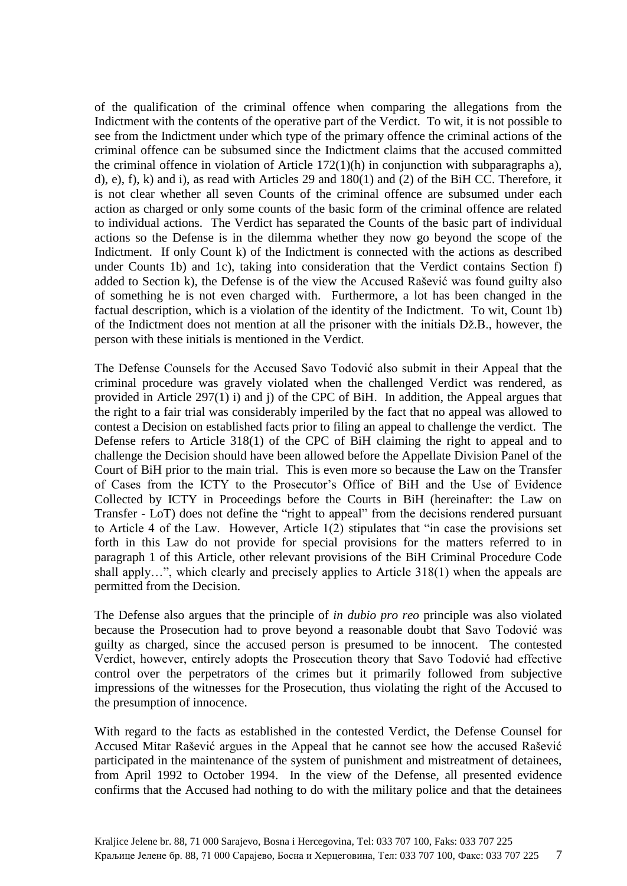of the qualification of the criminal offence when comparing the allegations from the Indictment with the contents of the operative part of the Verdict. To wit, it is not possible to see from the Indictment under which type of the primary offence the criminal actions of the criminal offence can be subsumed since the Indictment claims that the accused committed the criminal offence in violation of Article 172(1)(h) in conjunction with subparagraphs a), d), e), f), k) and i), as read with Articles 29 and 180(1) and (2) of the BiH CC. Therefore, it is not clear whether all seven Counts of the criminal offence are subsumed under each action as charged or only some counts of the basic form of the criminal offence are related to individual actions. The Verdict has separated the Counts of the basic part of individual actions so the Defense is in the dilemma whether they now go beyond the scope of the Indictment. If only Count k) of the Indictment is connected with the actions as described under Counts 1b) and 1c), taking into consideration that the Verdict contains Section f) added to Section k), the Defense is of the view the Accused Rašević was found guilty also of something he is not even charged with. Furthermore, a lot has been changed in the factual description, which is a violation of the identity of the Indictment. To wit, Count 1b) of the Indictment does not mention at all the prisoner with the initials Dž.B., however, the person with these initials is mentioned in the Verdict.

The Defense Counsels for the Accused Savo Todović also submit in their Appeal that the criminal procedure was gravely violated when the challenged Verdict was rendered, as provided in Article 297(1) i) and j) of the CPC of BiH. In addition, the Appeal argues that the right to a fair trial was considerably imperiled by the fact that no appeal was allowed to contest a Decision on established facts prior to filing an appeal to challenge the verdict. The Defense refers to Article 318(1) of the CPC of BiH claiming the right to appeal and to challenge the Decision should have been allowed before the Appellate Division Panel of the Court of BiH prior to the main trial. This is even more so because the Law on the Transfer of Cases from the ICTY to the Prosecutor's Office of BiH and the Use of Evidence Collected by ICTY in Proceedings before the Courts in BiH (hereinafter: the Law on Transfer - LoT) does not define the "right to appeal" from the decisions rendered pursuant to Article 4 of the Law. However, Article 1(2) stipulates that "in case the provisions set forth in this Law do not provide for special provisions for the matters referred to in paragraph 1 of this Article, other relevant provisions of the BiH Criminal Procedure Code shall apply…", which clearly and precisely applies to Article 318(1) when the appeals are permitted from the Decision.

The Defense also argues that the principle of *in dubio pro reo* principle was also violated because the Prosecution had to prove beyond a reasonable doubt that Savo Todović was guilty as charged, since the accused person is presumed to be innocent. The contested Verdict, however, entirely adopts the Prosecution theory that Savo Todović had effective control over the perpetrators of the crimes but it primarily followed from subjective impressions of the witnesses for the Prosecution, thus violating the right of the Accused to the presumption of innocence.

With regard to the facts as established in the contested Verdict, the Defense Counsel for Accused Mitar Rašević argues in the Appeal that he cannot see how the accused Rašević participated in the maintenance of the system of punishment and mistreatment of detainees, from April 1992 to October 1994. In the view of the Defense, all presented evidence confirms that the Accused had nothing to do with the military police and that the detainees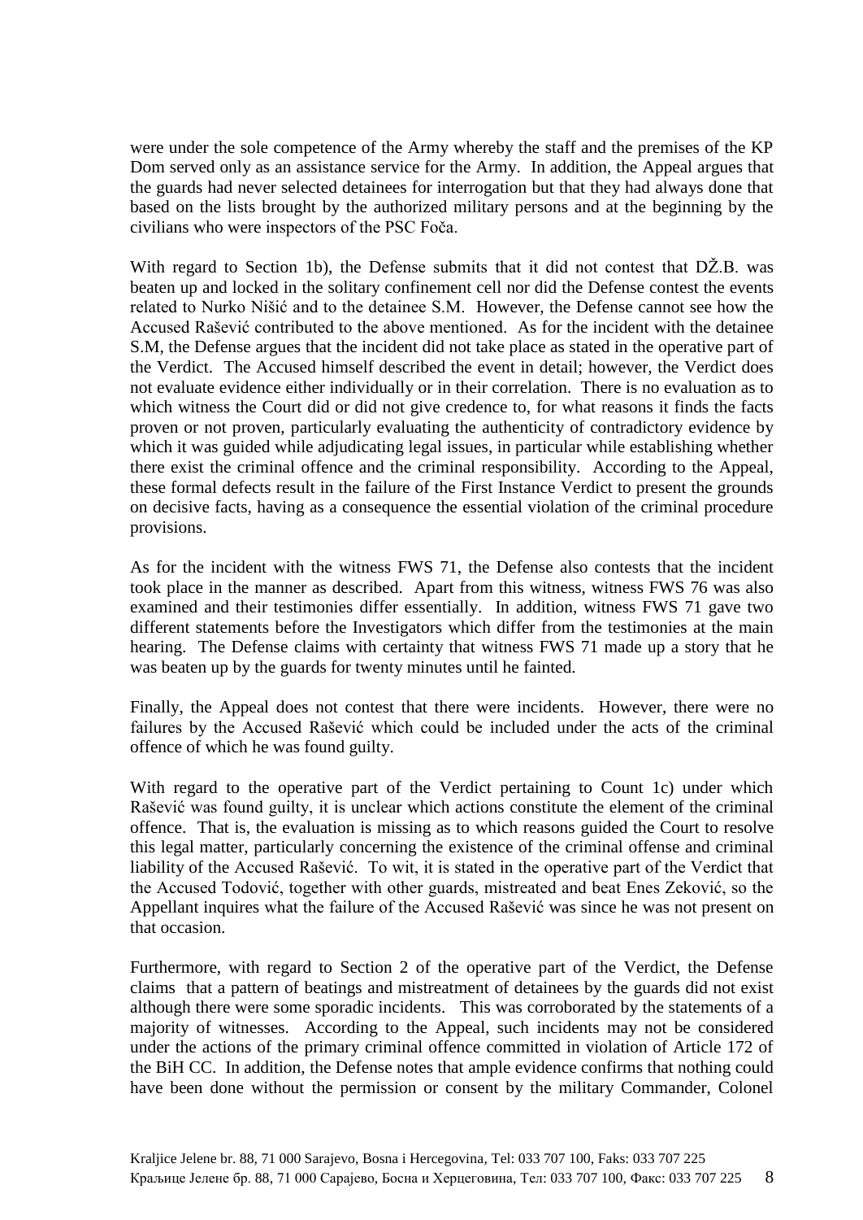were under the sole competence of the Army whereby the staff and the premises of the KP Dom served only as an assistance service for the Army. In addition, the Appeal argues that the guards had never selected detainees for interrogation but that they had always done that based on the lists brought by the authorized military persons and at the beginning by the civilians who were inspectors of the PSC Foča.

With regard to Section 1b), the Defense submits that it did not contest that DŽ.B. was beaten up and locked in the solitary confinement cell nor did the Defense contest the events related to Nurko Nišić and to the detainee S.M. However, the Defense cannot see how the Accused Rašević contributed to the above mentioned. As for the incident with the detainee S.M, the Defense argues that the incident did not take place as stated in the operative part of the Verdict. The Accused himself described the event in detail; however, the Verdict does not evaluate evidence either individually or in their correlation. There is no evaluation as to which witness the Court did or did not give credence to, for what reasons it finds the facts proven or not proven, particularly evaluating the authenticity of contradictory evidence by which it was guided while adjudicating legal issues, in particular while establishing whether there exist the criminal offence and the criminal responsibility. According to the Appeal, these formal defects result in the failure of the First Instance Verdict to present the grounds on decisive facts, having as a consequence the essential violation of the criminal procedure provisions.

As for the incident with the witness FWS 71, the Defense also contests that the incident took place in the manner as described. Apart from this witness, witness FWS 76 was also examined and their testimonies differ essentially. In addition, witness FWS 71 gave two different statements before the Investigators which differ from the testimonies at the main hearing. The Defense claims with certainty that witness FWS 71 made up a story that he was beaten up by the guards for twenty minutes until he fainted.

Finally, the Appeal does not contest that there were incidents. However, there were no failures by the Accused Rašević which could be included under the acts of the criminal offence of which he was found guilty.

With regard to the operative part of the Verdict pertaining to Count 1c) under which Rašević was found guilty, it is unclear which actions constitute the element of the criminal offence. That is, the evaluation is missing as to which reasons guided the Court to resolve this legal matter, particularly concerning the existence of the criminal offense and criminal liability of the Accused Rašević. To wit, it is stated in the operative part of the Verdict that the Accused Todović, together with other guards, mistreated and beat Enes Zeković, so the Appellant inquires what the failure of the Accused Rašević was since he was not present on that occasion.

Furthermore, with regard to Section 2 of the operative part of the Verdict, the Defense claims that a pattern of beatings and mistreatment of detainees by the guards did not exist although there were some sporadic incidents. This was corroborated by the statements of a majority of witnesses. According to the Appeal, such incidents may not be considered under the actions of the primary criminal offence committed in violation of Article 172 of the BiH CC. In addition, the Defense notes that ample evidence confirms that nothing could have been done without the permission or consent by the military Commander, Colonel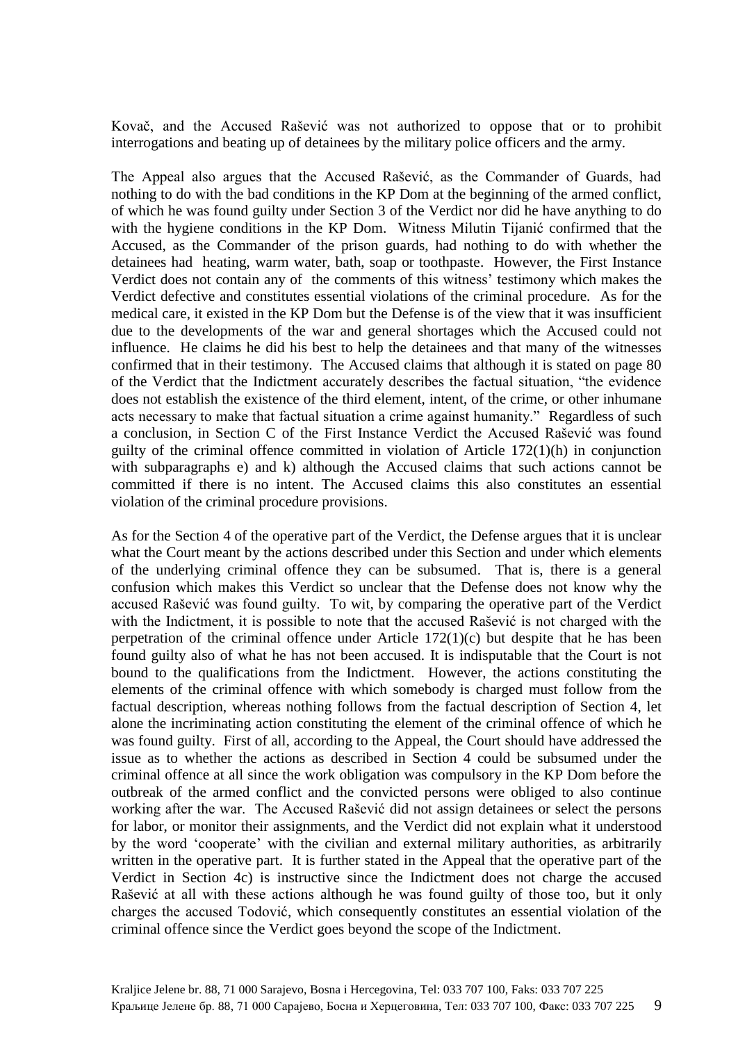Kovač, and the Accused Rašević was not authorized to oppose that or to prohibit interrogations and beating up of detainees by the military police officers and the army.

The Appeal also argues that the Accused Rašević, as the Commander of Guards, had nothing to do with the bad conditions in the KP Dom at the beginning of the armed conflict, of which he was found guilty under Section 3 of the Verdict nor did he have anything to do with the hygiene conditions in the KP Dom. Witness Milutin Tijanić confirmed that the Accused, as the Commander of the prison guards, had nothing to do with whether the detainees had heating, warm water, bath, soap or toothpaste. However, the First Instance Verdict does not contain any of the comments of this witness' testimony which makes the Verdict defective and constitutes essential violations of the criminal procedure. As for the medical care, it existed in the KP Dom but the Defense is of the view that it was insufficient due to the developments of the war and general shortages which the Accused could not influence. He claims he did his best to help the detainees and that many of the witnesses confirmed that in their testimony. The Accused claims that although it is stated on page 80 of the Verdict that the Indictment accurately describes the factual situation, "the evidence does not establish the existence of the third element, intent, of the crime, or other inhumane acts necessary to make that factual situation a crime against humanity." Regardless of such a conclusion, in Section C of the First Instance Verdict the Accused Rašević was found guilty of the criminal offence committed in violation of Article 172(1)(h) in conjunction with subparagraphs e) and k) although the Accused claims that such actions cannot be committed if there is no intent. The Accused claims this also constitutes an essential violation of the criminal procedure provisions.

As for the Section 4 of the operative part of the Verdict, the Defense argues that it is unclear what the Court meant by the actions described under this Section and under which elements of the underlying criminal offence they can be subsumed. That is, there is a general confusion which makes this Verdict so unclear that the Defense does not know why the accused Rašević was found guilty. To wit, by comparing the operative part of the Verdict with the Indictment, it is possible to note that the accused Rašević is not charged with the perpetration of the criminal offence under Article 172(1)(c) but despite that he has been found guilty also of what he has not been accused. It is indisputable that the Court is not bound to the qualifications from the Indictment. However, the actions constituting the elements of the criminal offence with which somebody is charged must follow from the factual description, whereas nothing follows from the factual description of Section 4, let alone the incriminating action constituting the element of the criminal offence of which he was found guilty. First of all, according to the Appeal, the Court should have addressed the issue as to whether the actions as described in Section 4 could be subsumed under the criminal offence at all since the work obligation was compulsory in the KP Dom before the outbreak of the armed conflict and the convicted persons were obliged to also continue working after the war. The Accused Rašević did not assign detainees or select the persons for labor, or monitor their assignments, and the Verdict did not explain what it understood by the word 'cooperate' with the civilian and external military authorities, as arbitrarily written in the operative part. It is further stated in the Appeal that the operative part of the Verdict in Section 4c) is instructive since the Indictment does not charge the accused Rašević at all with these actions although he was found guilty of those too, but it only charges the accused Todović, which consequently constitutes an essential violation of the criminal offence since the Verdict goes beyond the scope of the Indictment.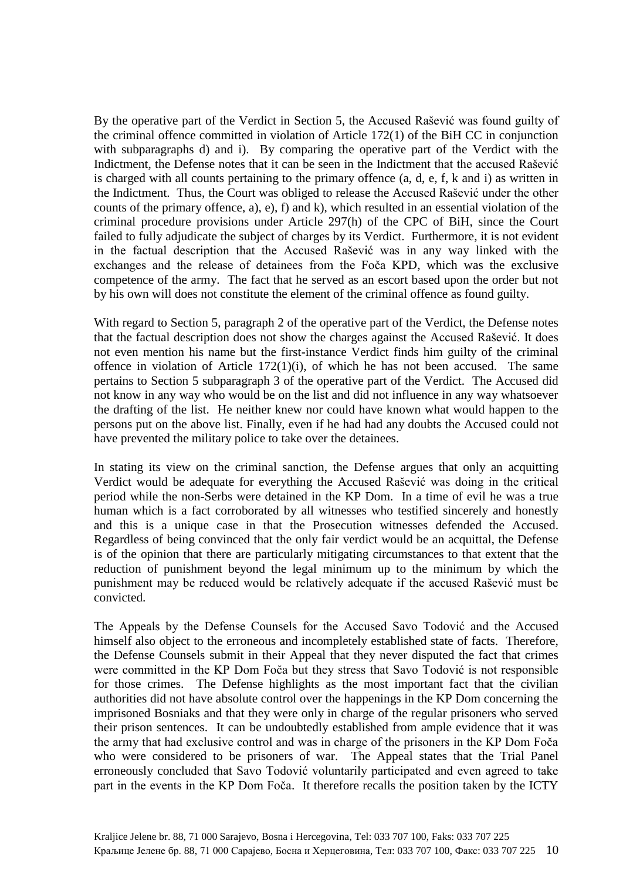By the operative part of the Verdict in Section 5, the Accused Rašević was found guilty of the criminal offence committed in violation of Article 172(1) of the BiH CC in conjunction with subparagraphs d) and i). By comparing the operative part of the Verdict with the Indictment, the Defense notes that it can be seen in the Indictment that the accused Rašević is charged with all counts pertaining to the primary offence (a, d, e, f, k and i) as written in the Indictment. Thus, the Court was obliged to release the Accused Rašević under the other counts of the primary offence, a), e), f) and k), which resulted in an essential violation of the criminal procedure provisions under Article 297(h) of the CPC of BiH, since the Court failed to fully adjudicate the subject of charges by its Verdict. Furthermore, it is not evident in the factual description that the Accused Rašević was in any way linked with the exchanges and the release of detainees from the Foča KPD, which was the exclusive competence of the army. The fact that he served as an escort based upon the order but not by his own will does not constitute the element of the criminal offence as found guilty.

With regard to Section 5, paragraph 2 of the operative part of the Verdict, the Defense notes that the factual description does not show the charges against the Accused Rašević. It does not even mention his name but the first-instance Verdict finds him guilty of the criminal offence in violation of Article 172(1)(i), of which he has not been accused. The same pertains to Section 5 subparagraph 3 of the operative part of the Verdict. The Accused did not know in any way who would be on the list and did not influence in any way whatsoever the drafting of the list. He neither knew nor could have known what would happen to the persons put on the above list. Finally, even if he had had any doubts the Accused could not have prevented the military police to take over the detainees.

In stating its view on the criminal sanction, the Defense argues that only an acquitting Verdict would be adequate for everything the Accused Rašević was doing in the critical period while the non-Serbs were detained in the KP Dom. In a time of evil he was a true human which is a fact corroborated by all witnesses who testified sincerely and honestly and this is a unique case in that the Prosecution witnesses defended the Accused. Regardless of being convinced that the only fair verdict would be an acquittal, the Defense is of the opinion that there are particularly mitigating circumstances to that extent that the reduction of punishment beyond the legal minimum up to the minimum by which the punishment may be reduced would be relatively adequate if the accused Rašević must be convicted.

The Appeals by the Defense Counsels for the Accused Savo Todović and the Accused himself also object to the erroneous and incompletely established state of facts. Therefore, the Defense Counsels submit in their Appeal that they never disputed the fact that crimes were committed in the KP Dom Foča but they stress that Savo Todović is not responsible for those crimes. The Defense highlights as the most important fact that the civilian authorities did not have absolute control over the happenings in the KP Dom concerning the imprisoned Bosniaks and that they were only in charge of the regular prisoners who served their prison sentences. It can be undoubtedly established from ample evidence that it was the army that had exclusive control and was in charge of the prisoners in the KP Dom Foča who were considered to be prisoners of war. The Appeal states that the Trial Panel erroneously concluded that Savo Todović voluntarily participated and even agreed to take part in the events in the KP Dom Foča. It therefore recalls the position taken by the ICTY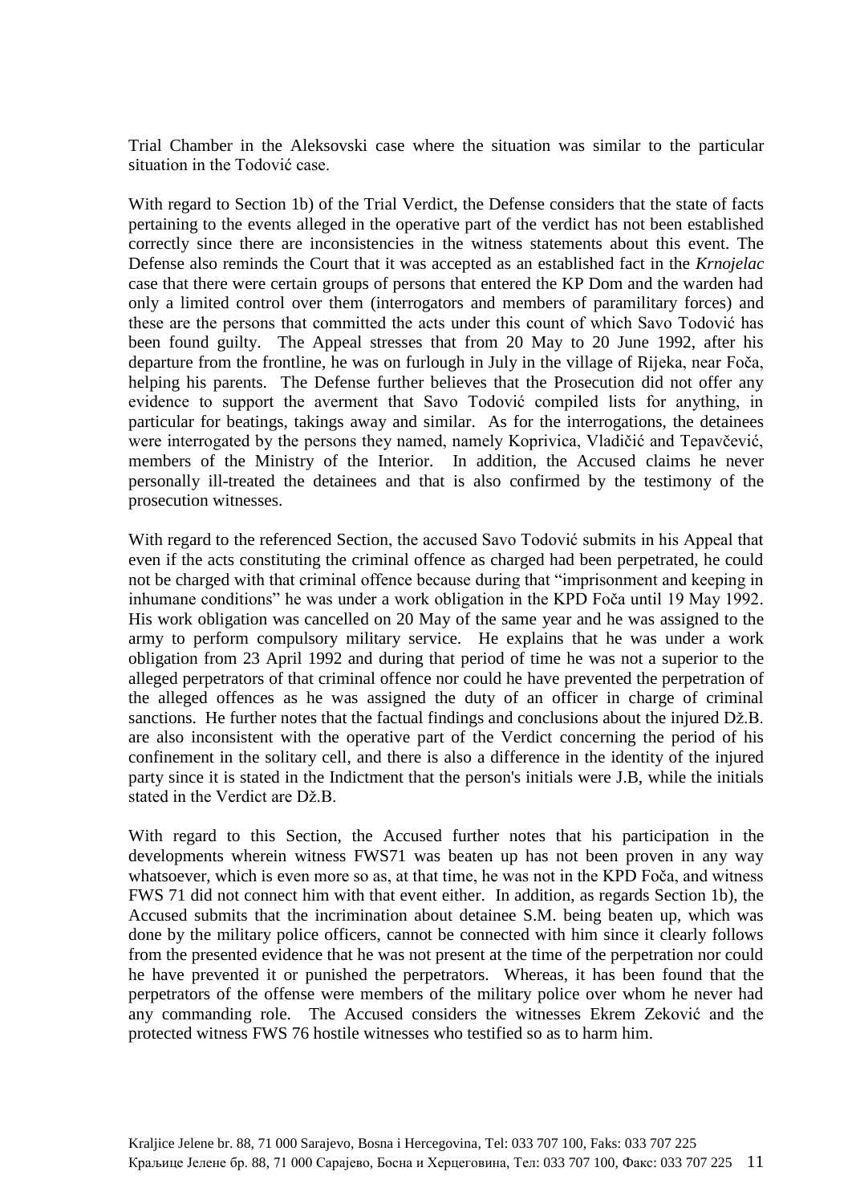Trial Chamber in the Aleksovski case where the situation was similar to the particular situation in the Todović case.

With regard to Section 1b) of the Trial Verdict, the Defense considers that the state of facts pertaining to the events alleged in the operative part of the verdict has not been established correctly since there are inconsistencies in the witness statements about this event. The Defense also reminds the Court that it was accepted as an established fact in the *Krnojelac* case that there were certain groups of persons that entered the KP Dom and the warden had only a limited control over them (interrogators and members of paramilitary forces) and these are the persons that committed the acts under this count of which Savo Todović has been found guilty. The Appeal stresses that from 20 May to 20 June 1992, after his departure from the frontline, he was on furlough in July in the village of Rijeka, near Foča, helping his parents. The Defense further believes that the Prosecution did not offer any evidence to support the averment that Savo Todović compiled lists for anything, in particular for beatings, takings away and similar. As for the interrogations, the detainees were interrogated by the persons they named, namely Koprivica, Vladičić and Tepavčević, members of the Ministry of the Interior. In addition, the Accused claims he never personally ill-treated the detainees and that is also confirmed by the testimony of the prosecution witnesses.

With regard to the referenced Section, the accused Savo Todović submits in his Appeal that even if the acts constituting the criminal offence as charged had been perpetrated, he could not be charged with that criminal offence because during that "imprisonment and keeping in inhumane conditions" he was under a work obligation in the KPD Foča until 19 May 1992. His work obligation was cancelled on 20 May of the same year and he was assigned to the army to perform compulsory military service. He explains that he was under a work obligation from 23 April 1992 and during that period of time he was not a superior to the alleged perpetrators of that criminal offence nor could he have prevented the perpetration of the alleged offences as he was assigned the duty of an officer in charge of criminal sanctions. He further notes that the factual findings and conclusions about the injured Dž.B. are also inconsistent with the operative part of the Verdict concerning the period of his confinement in the solitary cell, and there is also a difference in the identity of the injured party since it is stated in the Indictment that the person's initials were J.B, while the initials stated in the Verdict are Dž.B.

With regard to this Section, the Accused further notes that his participation in the developments wherein witness FWS71 was beaten up has not been proven in any way whatsoever, which is even more so as, at that time, he was not in the KPD Foča, and witness FWS 71 did not connect him with that event either. In addition, as regards Section 1b), the Accused submits that the incrimination about detainee S.M. being beaten up, which was done by the military police officers, cannot be connected with him since it clearly follows from the presented evidence that he was not present at the time of the perpetration nor could he have prevented it or punished the perpetrators. Whereas, it has been found that the perpetrators of the offense were members of the military police over whom he never had any commanding role. The Accused considers the witnesses Ekrem Zeković and the protected witness FWS 76 hostile witnesses who testified so as to harm him.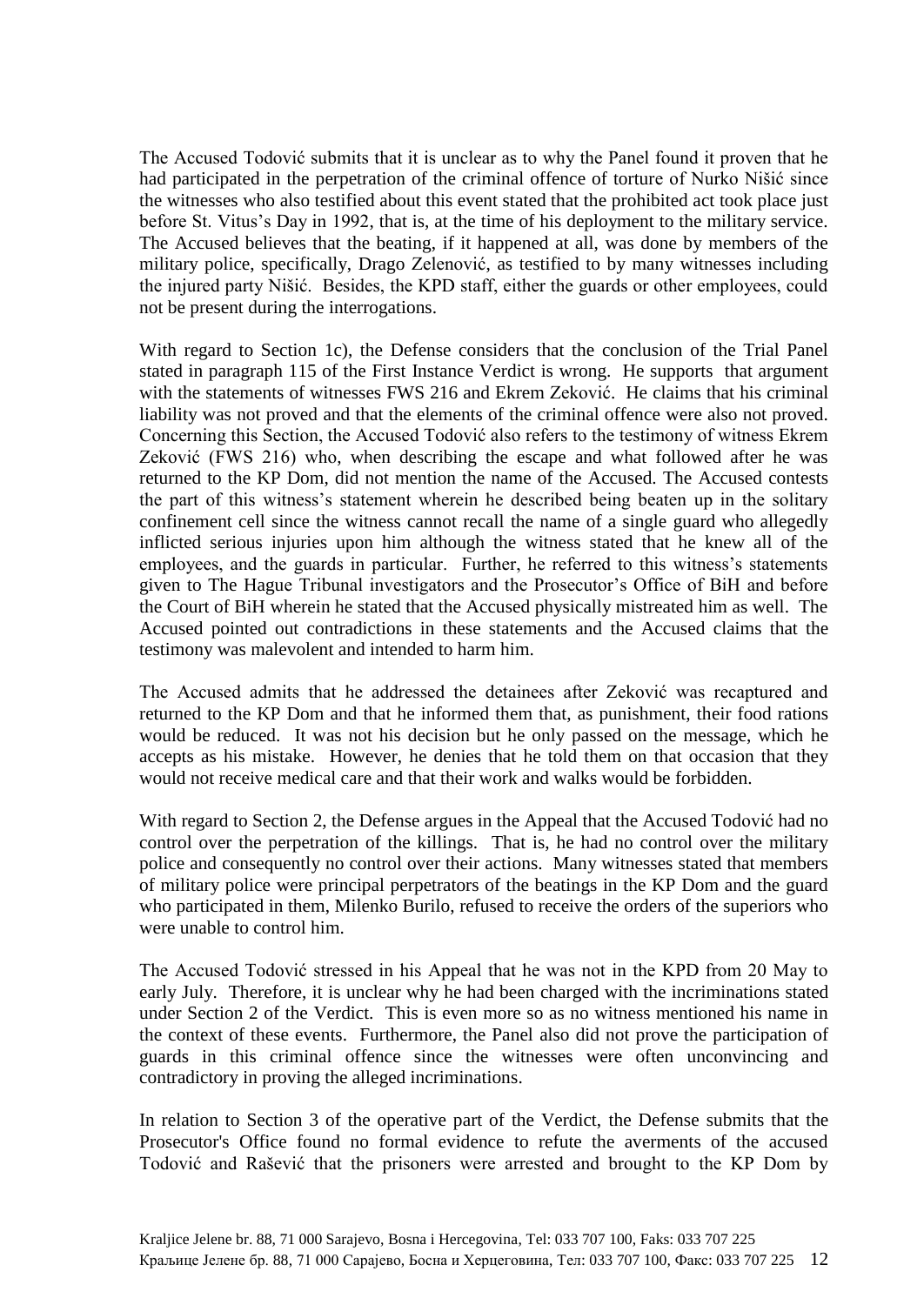The Accused Todović submits that it is unclear as to why the Panel found it proven that he had participated in the perpetration of the criminal offence of torture of Nurko Nišić since the witnesses who also testified about this event stated that the prohibited act took place just before St. Vitus's Day in 1992, that is, at the time of his deployment to the military service. The Accused believes that the beating, if it happened at all, was done by members of the military police, specifically, Drago Zelenović, as testified to by many witnesses including the injured party Nišić. Besides, the KPD staff, either the guards or other employees, could not be present during the interrogations.

With regard to Section 1c), the Defense considers that the conclusion of the Trial Panel stated in paragraph 115 of the First Instance Verdict is wrong. He supports that argument with the statements of witnesses FWS 216 and Ekrem Zeković. He claims that his criminal liability was not proved and that the elements of the criminal offence were also not proved. Concerning this Section, the Accused Todović also refers to the testimony of witness Ekrem Zeković (FWS 216) who, when describing the escape and what followed after he was returned to the KP Dom, did not mention the name of the Accused. The Accused contests the part of this witness's statement wherein he described being beaten up in the solitary confinement cell since the witness cannot recall the name of a single guard who allegedly inflicted serious injuries upon him although the witness stated that he knew all of the employees, and the guards in particular. Further, he referred to this witness's statements given to The Hague Tribunal investigators and the Prosecutor's Office of BiH and before the Court of BiH wherein he stated that the Accused physically mistreated him as well. The Accused pointed out contradictions in these statements and the Accused claims that the testimony was malevolent and intended to harm him.

The Accused admits that he addressed the detainees after Zeković was recaptured and returned to the KP Dom and that he informed them that, as punishment, their food rations would be reduced. It was not his decision but he only passed on the message, which he accepts as his mistake. However, he denies that he told them on that occasion that they would not receive medical care and that their work and walks would be forbidden.

With regard to Section 2, the Defense argues in the Appeal that the Accused Todović had no control over the perpetration of the killings. That is, he had no control over the military police and consequently no control over their actions. Many witnesses stated that members of military police were principal perpetrators of the beatings in the KP Dom and the guard who participated in them, Milenko Burilo, refused to receive the orders of the superiors who were unable to control him.

The Accused Todović stressed in his Appeal that he was not in the KPD from 20 May to early July. Therefore, it is unclear why he had been charged with the incriminations stated under Section 2 of the Verdict. This is even more so as no witness mentioned his name in the context of these events. Furthermore, the Panel also did not prove the participation of guards in this criminal offence since the witnesses were often unconvincing and contradictory in proving the alleged incriminations.

In relation to Section 3 of the operative part of the Verdict, the Defense submits that the Prosecutor's Office found no formal evidence to refute the averments of the accused Todović and Rašević that the prisoners were arrested and brought to the KP Dom by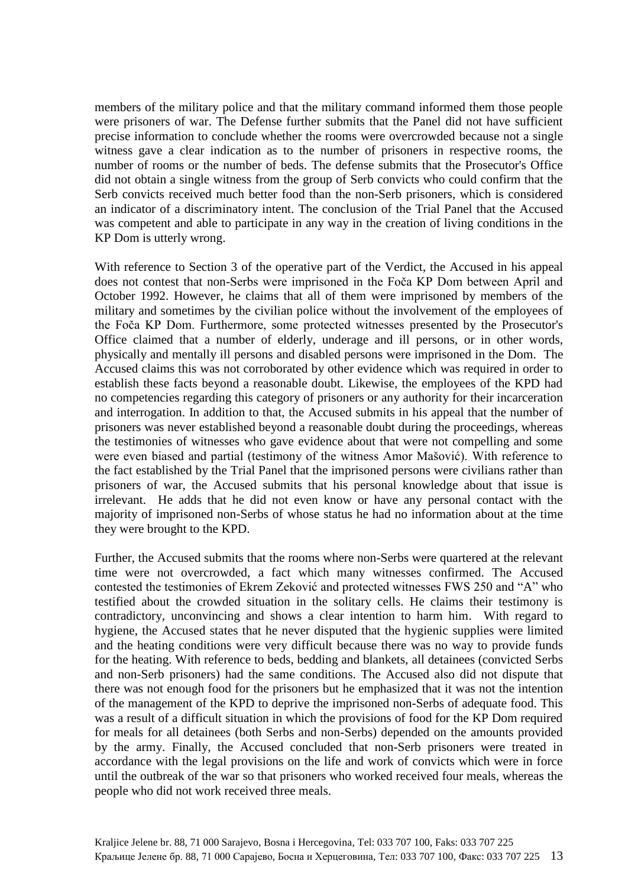members of the military police and that the military command informed them those people were prisoners of war. The Defense further submits that the Panel did not have sufficient precise information to conclude whether the rooms were overcrowded because not a single witness gave a clear indication as to the number of prisoners in respective rooms, the number of rooms or the number of beds. The defense submits that the Prosecutor's Office did not obtain a single witness from the group of Serb convicts who could confirm that the Serb convicts received much better food than the non-Serb prisoners, which is considered an indicator of a discriminatory intent. The conclusion of the Trial Panel that the Accused was competent and able to participate in any way in the creation of living conditions in the KP Dom is utterly wrong.

With reference to Section 3 of the operative part of the Verdict, the Accused in his appeal does not contest that non-Serbs were imprisoned in the Foča KP Dom between April and October 1992. However, he claims that all of them were imprisoned by members of the military and sometimes by the civilian police without the involvement of the employees of the Foča KP Dom. Furthermore, some protected witnesses presented by the Prosecutor's Office claimed that a number of elderly, underage and ill persons, or in other words, physically and mentally ill persons and disabled persons were imprisoned in the Dom. The Accused claims this was not corroborated by other evidence which was required in order to establish these facts beyond a reasonable doubt. Likewise, the employees of the KPD had no competencies regarding this category of prisoners or any authority for their incarceration and interrogation. In addition to that, the Accused submits in his appeal that the number of prisoners was never established beyond a reasonable doubt during the proceedings, whereas the testimonies of witnesses who gave evidence about that were not compelling and some were even biased and partial (testimony of the witness Amor Mašović). With reference to the fact established by the Trial Panel that the imprisoned persons were civilians rather than prisoners of war, the Accused submits that his personal knowledge about that issue is irrelevant. He adds that he did not even know or have any personal contact with the majority of imprisoned non-Serbs of whose status he had no information about at the time they were brought to the KPD.

Further, the Accused submits that the rooms where non-Serbs were quartered at the relevant time were not overcrowded, a fact which many witnesses confirmed. The Accused contested the testimonies of Ekrem Zeković and protected witnesses FWS 250 and "A" who testified about the crowded situation in the solitary cells. He claims their testimony is contradictory, unconvincing and shows a clear intention to harm him. With regard to hygiene, the Accused states that he never disputed that the hygienic supplies were limited and the heating conditions were very difficult because there was no way to provide funds for the heating. With reference to beds, bedding and blankets, all detainees (convicted Serbs and non-Serb prisoners) had the same conditions. The Accused also did not dispute that there was not enough food for the prisoners but he emphasized that it was not the intention of the management of the KPD to deprive the imprisoned non-Serbs of adequate food. This was a result of a difficult situation in which the provisions of food for the KP Dom required for meals for all detainees (both Serbs and non-Serbs) depended on the amounts provided by the army. Finally, the Accused concluded that non-Serb prisoners were treated in accordance with the legal provisions on the life and work of convicts which were in force until the outbreak of the war so that prisoners who worked received four meals, whereas the people who did not work received three meals.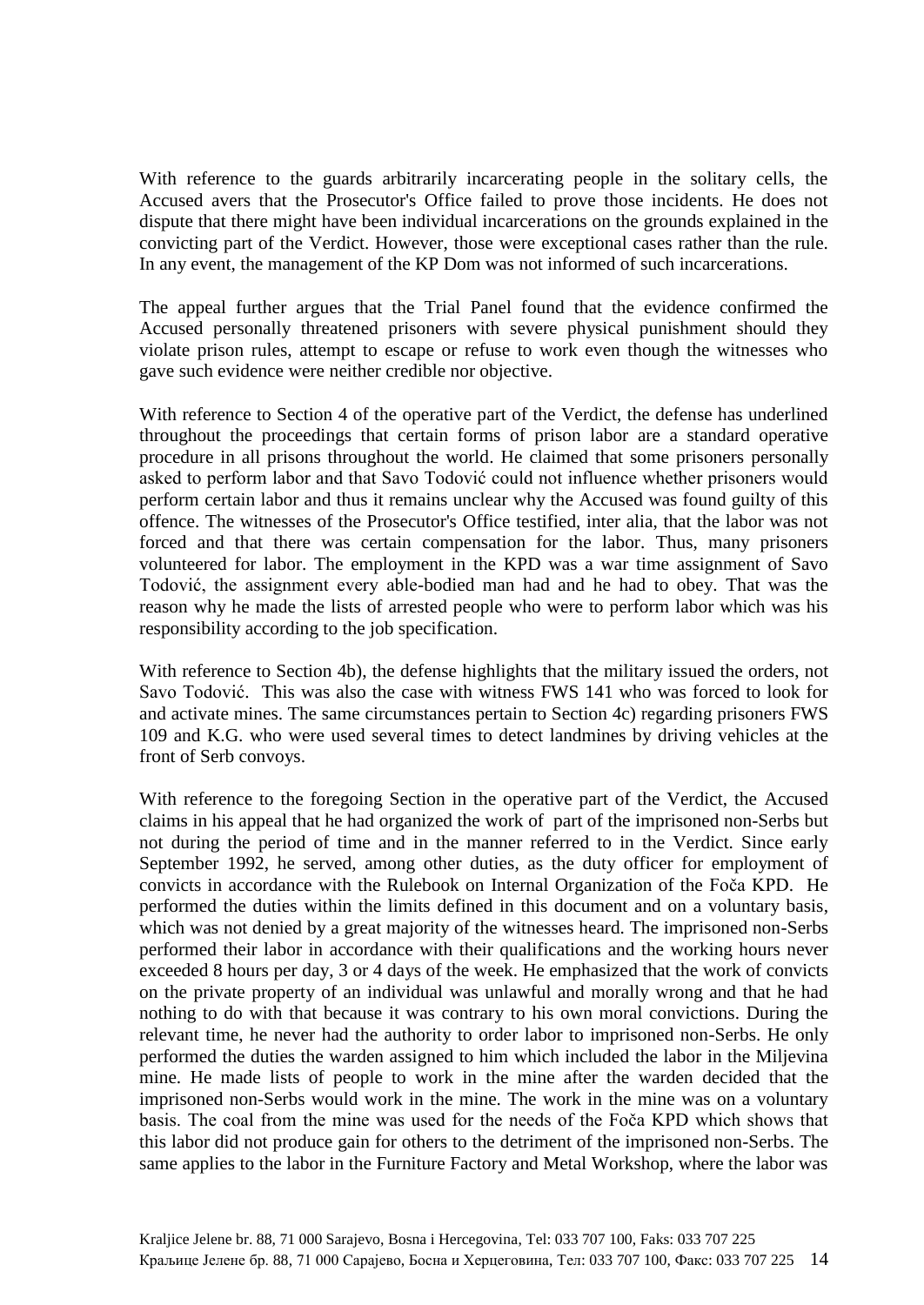With reference to the guards arbitrarily incarcerating people in the solitary cells, the Accused avers that the Prosecutor's Office failed to prove those incidents. He does not dispute that there might have been individual incarcerations on the grounds explained in the convicting part of the Verdict. However, those were exceptional cases rather than the rule. In any event, the management of the KP Dom was not informed of such incarcerations.

The appeal further argues that the Trial Panel found that the evidence confirmed the Accused personally threatened prisoners with severe physical punishment should they violate prison rules, attempt to escape or refuse to work even though the witnesses who gave such evidence were neither credible nor objective.

With reference to Section 4 of the operative part of the Verdict, the defense has underlined throughout the proceedings that certain forms of prison labor are a standard operative procedure in all prisons throughout the world. He claimed that some prisoners personally asked to perform labor and that Savo Todović could not influence whether prisoners would perform certain labor and thus it remains unclear why the Accused was found guilty of this offence. The witnesses of the Prosecutor's Office testified, inter alia, that the labor was not forced and that there was certain compensation for the labor. Thus, many prisoners volunteered for labor. The employment in the KPD was a war time assignment of Savo Todović, the assignment every able-bodied man had and he had to obey. That was the reason why he made the lists of arrested people who were to perform labor which was his responsibility according to the job specification.

With reference to Section 4b), the defense highlights that the military issued the orders, not Savo Todović. This was also the case with witness FWS 141 who was forced to look for and activate mines. The same circumstances pertain to Section 4c) regarding prisoners FWS 109 and K.G. who were used several times to detect landmines by driving vehicles at the front of Serb convoys.

With reference to the foregoing Section in the operative part of the Verdict, the Accused claims in his appeal that he had organized the work of part of the imprisoned non-Serbs but not during the period of time and in the manner referred to in the Verdict. Since early September 1992, he served, among other duties, as the duty officer for employment of convicts in accordance with the Rulebook on Internal Organization of the Foča KPD. He performed the duties within the limits defined in this document and on a voluntary basis, which was not denied by a great majority of the witnesses heard. The imprisoned non-Serbs performed their labor in accordance with their qualifications and the working hours never exceeded 8 hours per day, 3 or 4 days of the week. He emphasized that the work of convicts on the private property of an individual was unlawful and morally wrong and that he had nothing to do with that because it was contrary to his own moral convictions. During the relevant time, he never had the authority to order labor to imprisoned non-Serbs. He only performed the duties the warden assigned to him which included the labor in the Miljevina mine. He made lists of people to work in the mine after the warden decided that the imprisoned non-Serbs would work in the mine. The work in the mine was on a voluntary basis. The coal from the mine was used for the needs of the Foča KPD which shows that this labor did not produce gain for others to the detriment of the imprisoned non-Serbs. The same applies to the labor in the Furniture Factory and Metal Workshop, where the labor was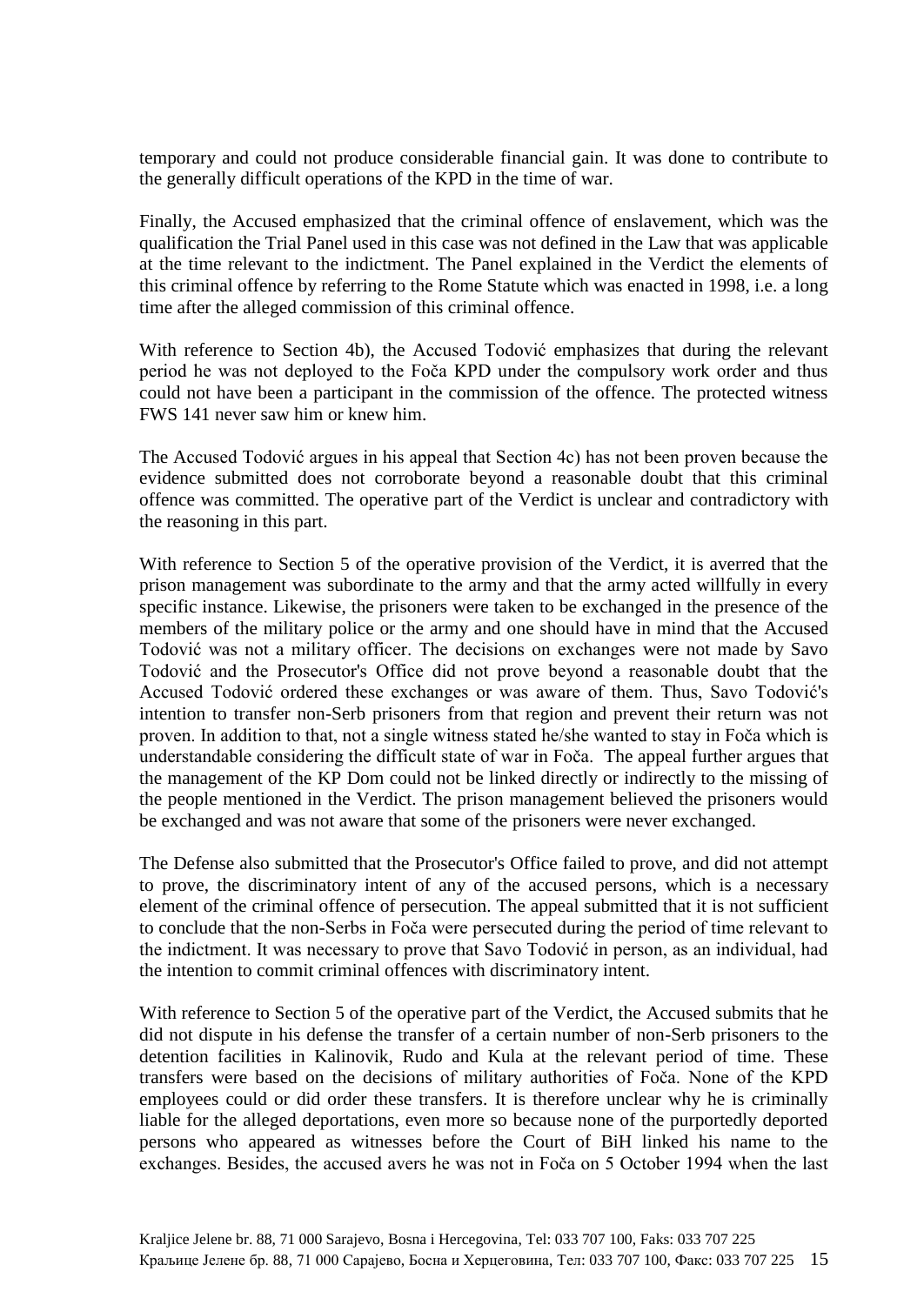temporary and could not produce considerable financial gain. It was done to contribute to the generally difficult operations of the KPD in the time of war.

Finally, the Accused emphasized that the criminal offence of enslavement, which was the qualification the Trial Panel used in this case was not defined in the Law that was applicable at the time relevant to the indictment. The Panel explained in the Verdict the elements of this criminal offence by referring to the Rome Statute which was enacted in 1998, i.e. a long time after the alleged commission of this criminal offence.

With reference to Section 4b), the Accused Todović emphasizes that during the relevant period he was not deployed to the Foča KPD under the compulsory work order and thus could not have been a participant in the commission of the offence. The protected witness FWS 141 never saw him or knew him.

The Accused Todović argues in his appeal that Section 4c) has not been proven because the evidence submitted does not corroborate beyond a reasonable doubt that this criminal offence was committed. The operative part of the Verdict is unclear and contradictory with the reasoning in this part.

With reference to Section 5 of the operative provision of the Verdict, it is averred that the prison management was subordinate to the army and that the army acted willfully in every specific instance. Likewise, the prisoners were taken to be exchanged in the presence of the members of the military police or the army and one should have in mind that the Accused Todović was not a military officer. The decisions on exchanges were not made by Savo Todović and the Prosecutor's Office did not prove beyond a reasonable doubt that the Accused Todović ordered these exchanges or was aware of them. Thus, Savo Todović's intention to transfer non-Serb prisoners from that region and prevent their return was not proven. In addition to that, not a single witness stated he/she wanted to stay in Foča which is understandable considering the difficult state of war in Foča. The appeal further argues that the management of the KP Dom could not be linked directly or indirectly to the missing of the people mentioned in the Verdict. The prison management believed the prisoners would be exchanged and was not aware that some of the prisoners were never exchanged.

The Defense also submitted that the Prosecutor's Office failed to prove, and did not attempt to prove, the discriminatory intent of any of the accused persons, which is a necessary element of the criminal offence of persecution. The appeal submitted that it is not sufficient to conclude that the non-Serbs in Foča were persecuted during the period of time relevant to the indictment. It was necessary to prove that Savo Todović in person, as an individual, had the intention to commit criminal offences with discriminatory intent.

With reference to Section 5 of the operative part of the Verdict, the Accused submits that he did not dispute in his defense the transfer of a certain number of non-Serb prisoners to the detention facilities in Kalinovik, Rudo and Kula at the relevant period of time. These transfers were based on the decisions of military authorities of Foča. None of the KPD employees could or did order these transfers. It is therefore unclear why he is criminally liable for the alleged deportations, even more so because none of the purportedly deported persons who appeared as witnesses before the Court of BiH linked his name to the exchanges. Besides, the accused avers he was not in Foča on 5 October 1994 when the last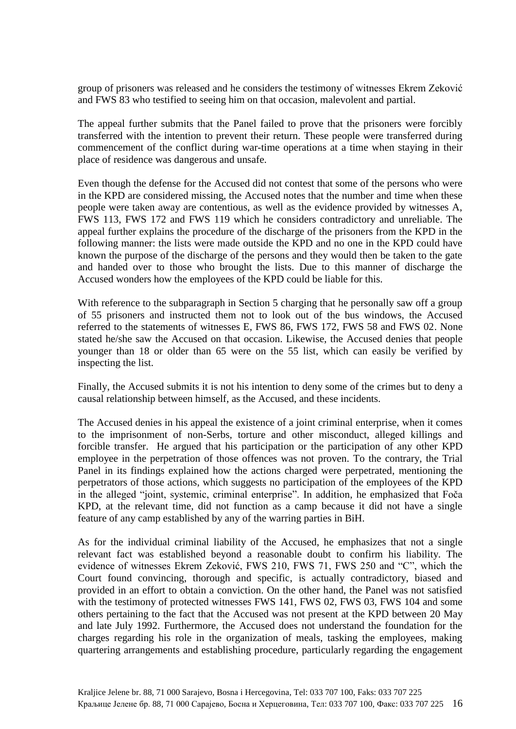group of prisoners was released and he considers the testimony of witnesses Ekrem Zeković and FWS 83 who testified to seeing him on that occasion, malevolent and partial.

The appeal further submits that the Panel failed to prove that the prisoners were forcibly transferred with the intention to prevent their return. These people were transferred during commencement of the conflict during war-time operations at a time when staying in their place of residence was dangerous and unsafe.

Even though the defense for the Accused did not contest that some of the persons who were in the KPD are considered missing, the Accused notes that the number and time when these people were taken away are contentious, as well as the evidence provided by witnesses A, FWS 113, FWS 172 and FWS 119 which he considers contradictory and unreliable. The appeal further explains the procedure of the discharge of the prisoners from the KPD in the following manner: the lists were made outside the KPD and no one in the KPD could have known the purpose of the discharge of the persons and they would then be taken to the gate and handed over to those who brought the lists. Due to this manner of discharge the Accused wonders how the employees of the KPD could be liable for this.

With reference to the subparagraph in Section 5 charging that he personally saw off a group of 55 prisoners and instructed them not to look out of the bus windows, the Accused referred to the statements of witnesses E, FWS 86, FWS 172, FWS 58 and FWS 02. None stated he/she saw the Accused on that occasion. Likewise, the Accused denies that people younger than 18 or older than 65 were on the 55 list, which can easily be verified by inspecting the list.

Finally, the Accused submits it is not his intention to deny some of the crimes but to deny a causal relationship between himself, as the Accused, and these incidents.

The Accused denies in his appeal the existence of a joint criminal enterprise, when it comes to the imprisonment of non-Serbs, torture and other misconduct, alleged killings and forcible transfer. He argued that his participation or the participation of any other KPD employee in the perpetration of those offences was not proven. To the contrary, the Trial Panel in its findings explained how the actions charged were perpetrated, mentioning the perpetrators of those actions, which suggests no participation of the employees of the KPD in the alleged "joint, systemic, criminal enterprise". In addition, he emphasized that Foča KPD, at the relevant time, did not function as a camp because it did not have a single feature of any camp established by any of the warring parties in BiH.

As for the individual criminal liability of the Accused, he emphasizes that not a single relevant fact was established beyond a reasonable doubt to confirm his liability. The evidence of witnesses Ekrem Zeković, FWS 210, FWS 71, FWS 250 and "C", which the Court found convincing, thorough and specific, is actually contradictory, biased and provided in an effort to obtain a conviction. On the other hand, the Panel was not satisfied with the testimony of protected witnesses FWS 141, FWS 02, FWS 03, FWS 104 and some others pertaining to the fact that the Accused was not present at the KPD between 20 May and late July 1992. Furthermore, the Accused does not understand the foundation for the charges regarding his role in the organization of meals, tasking the employees, making quartering arrangements and establishing procedure, particularly regarding the engagement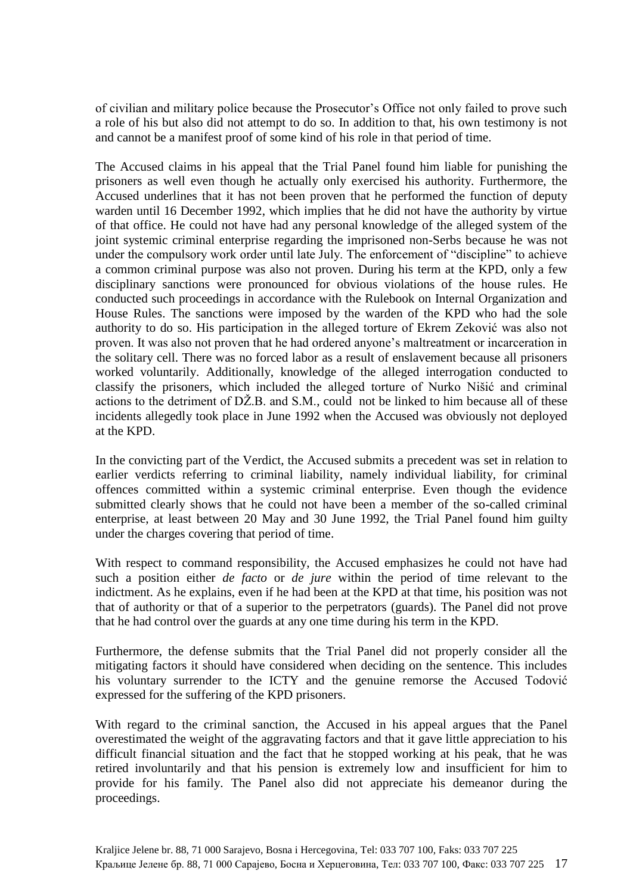of civilian and military police because the Prosecutor's Office not only failed to prove such a role of his but also did not attempt to do so. In addition to that, his own testimony is not and cannot be a manifest proof of some kind of his role in that period of time.

The Accused claims in his appeal that the Trial Panel found him liable for punishing the prisoners as well even though he actually only exercised his authority. Furthermore, the Accused underlines that it has not been proven that he performed the function of deputy warden until 16 December 1992, which implies that he did not have the authority by virtue of that office. He could not have had any personal knowledge of the alleged system of the joint systemic criminal enterprise regarding the imprisoned non-Serbs because he was not under the compulsory work order until late July. The enforcement of "discipline" to achieve a common criminal purpose was also not proven. During his term at the KPD, only a few disciplinary sanctions were pronounced for obvious violations of the house rules. He conducted such proceedings in accordance with the Rulebook on Internal Organization and House Rules. The sanctions were imposed by the warden of the KPD who had the sole authority to do so. His participation in the alleged torture of Ekrem Zeković was also not proven. It was also not proven that he had ordered anyone's maltreatment or incarceration in the solitary cell. There was no forced labor as a result of enslavement because all prisoners worked voluntarily. Additionally, knowledge of the alleged interrogation conducted to classify the prisoners, which included the alleged torture of Nurko Nišić and criminal actions to the detriment of DŽ.B. and S.M., could not be linked to him because all of these incidents allegedly took place in June 1992 when the Accused was obviously not deployed at the KPD.

In the convicting part of the Verdict, the Accused submits a precedent was set in relation to earlier verdicts referring to criminal liability, namely individual liability, for criminal offences committed within a systemic criminal enterprise. Even though the evidence submitted clearly shows that he could not have been a member of the so-called criminal enterprise, at least between 20 May and 30 June 1992, the Trial Panel found him guilty under the charges covering that period of time.

With respect to command responsibility, the Accused emphasizes he could not have had such a position either *de facto* or *de jure* within the period of time relevant to the indictment. As he explains, even if he had been at the KPD at that time, his position was not that of authority or that of a superior to the perpetrators (guards). The Panel did not prove that he had control over the guards at any one time during his term in the KPD.

Furthermore, the defense submits that the Trial Panel did not properly consider all the mitigating factors it should have considered when deciding on the sentence. This includes his voluntary surrender to the ICTY and the genuine remorse the Accused Todović expressed for the suffering of the KPD prisoners.

With regard to the criminal sanction, the Accused in his appeal argues that the Panel overestimated the weight of the aggravating factors and that it gave little appreciation to his difficult financial situation and the fact that he stopped working at his peak, that he was retired involuntarily and that his pension is extremely low and insufficient for him to provide for his family. The Panel also did not appreciate his demeanor during the proceedings.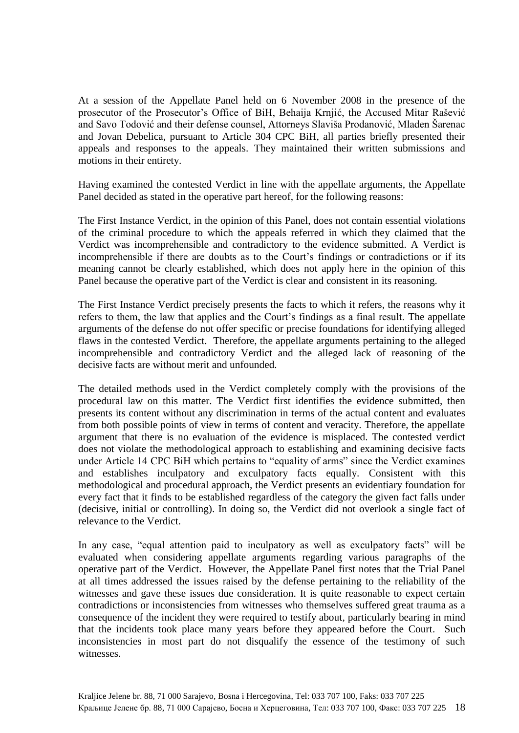At a session of the Appellate Panel held on 6 November 2008 in the presence of the prosecutor of the Prosecutor's Office of BiH, Behaija Krnjić, the Accused Mitar Rašević and Savo Todović and their defense counsel, Attorneys Slaviša Prodanović, Mladen Šarenac and Jovan Debelica, pursuant to Article 304 CPC BiH, all parties briefly presented their appeals and responses to the appeals. They maintained their written submissions and motions in their entirety.

Having examined the contested Verdict in line with the appellate arguments, the Appellate Panel decided as stated in the operative part hereof, for the following reasons:

The First Instance Verdict, in the opinion of this Panel, does not contain essential violations of the criminal procedure to which the appeals referred in which they claimed that the Verdict was incomprehensible and contradictory to the evidence submitted. A Verdict is incomprehensible if there are doubts as to the Court's findings or contradictions or if its meaning cannot be clearly established, which does not apply here in the opinion of this Panel because the operative part of the Verdict is clear and consistent in its reasoning.

The First Instance Verdict precisely presents the facts to which it refers, the reasons why it refers to them, the law that applies and the Court's findings as a final result. The appellate arguments of the defense do not offer specific or precise foundations for identifying alleged flaws in the contested Verdict. Therefore, the appellate arguments pertaining to the alleged incomprehensible and contradictory Verdict and the alleged lack of reasoning of the decisive facts are without merit and unfounded.

The detailed methods used in the Verdict completely comply with the provisions of the procedural law on this matter. The Verdict first identifies the evidence submitted, then presents its content without any discrimination in terms of the actual content and evaluates from both possible points of view in terms of content and veracity. Therefore, the appellate argument that there is no evaluation of the evidence is misplaced. The contested verdict does not violate the methodological approach to establishing and examining decisive facts under Article 14 CPC BiH which pertains to "equality of arms" since the Verdict examines and establishes inculpatory and exculpatory facts equally. Consistent with this methodological and procedural approach, the Verdict presents an evidentiary foundation for every fact that it finds to be established regardless of the category the given fact falls under (decisive, initial or controlling). In doing so, the Verdict did not overlook a single fact of relevance to the Verdict.

In any case, "equal attention paid to inculpatory as well as exculpatory facts" will be evaluated when considering appellate arguments regarding various paragraphs of the operative part of the Verdict. However, the Appellate Panel first notes that the Trial Panel at all times addressed the issues raised by the defense pertaining to the reliability of the witnesses and gave these issues due consideration. It is quite reasonable to expect certain contradictions or inconsistencies from witnesses who themselves suffered great trauma as a consequence of the incident they were required to testify about, particularly bearing in mind that the incidents took place many years before they appeared before the Court. Such inconsistencies in most part do not disqualify the essence of the testimony of such witnesses.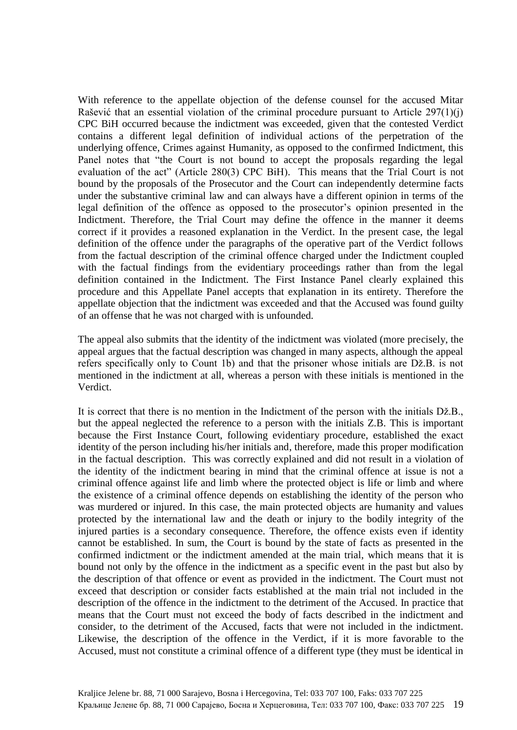With reference to the appellate objection of the defense counsel for the accused Mitar Rašević that an essential violation of the criminal procedure pursuant to Article 297(1)(j) CPC BiH occurred because the indictment was exceeded, given that the contested Verdict contains a different legal definition of individual actions of the perpetration of the underlying offence, Crimes against Humanity, as opposed to the confirmed Indictment, this Panel notes that "the Court is not bound to accept the proposals regarding the legal evaluation of the act" (Article 280(3) CPC BiH). This means that the Trial Court is not bound by the proposals of the Prosecutor and the Court can independently determine facts under the substantive criminal law and can always have a different opinion in terms of the legal definition of the offence as opposed to the prosecutor's opinion presented in the Indictment. Therefore, the Trial Court may define the offence in the manner it deems correct if it provides a reasoned explanation in the Verdict. In the present case, the legal definition of the offence under the paragraphs of the operative part of the Verdict follows from the factual description of the criminal offence charged under the Indictment coupled with the factual findings from the evidentiary proceedings rather than from the legal definition contained in the Indictment. The First Instance Panel clearly explained this procedure and this Appellate Panel accepts that explanation in its entirety. Therefore the appellate objection that the indictment was exceeded and that the Accused was found guilty of an offense that he was not charged with is unfounded.

The appeal also submits that the identity of the indictment was violated (more precisely, the appeal argues that the factual description was changed in many aspects, although the appeal refers specifically only to Count 1b) and that the prisoner whose initials are Dž.B. is not mentioned in the indictment at all, whereas a person with these initials is mentioned in the Verdict.

It is correct that there is no mention in the Indictment of the person with the initials Dž.B., but the appeal neglected the reference to a person with the initials Z.B. This is important because the First Instance Court, following evidentiary procedure, established the exact identity of the person including his/her initials and, therefore, made this proper modification in the factual description. This was correctly explained and did not result in a violation of the identity of the indictment bearing in mind that the criminal offence at issue is not a criminal offence against life and limb where the protected object is life or limb and where the existence of a criminal offence depends on establishing the identity of the person who was murdered or injured. In this case, the main protected objects are humanity and values protected by the international law and the death or injury to the bodily integrity of the injured parties is a secondary consequence. Therefore, the offence exists even if identity cannot be established. In sum, the Court is bound by the state of facts as presented in the confirmed indictment or the indictment amended at the main trial, which means that it is bound not only by the offence in the indictment as a specific event in the past but also by the description of that offence or event as provided in the indictment. The Court must not exceed that description or consider facts established at the main trial not included in the description of the offence in the indictment to the detriment of the Accused. In practice that means that the Court must not exceed the body of facts described in the indictment and consider, to the detriment of the Accused, facts that were not included in the indictment. Likewise, the description of the offence in the Verdict, if it is more favorable to the Accused, must not constitute a criminal offence of a different type (they must be identical in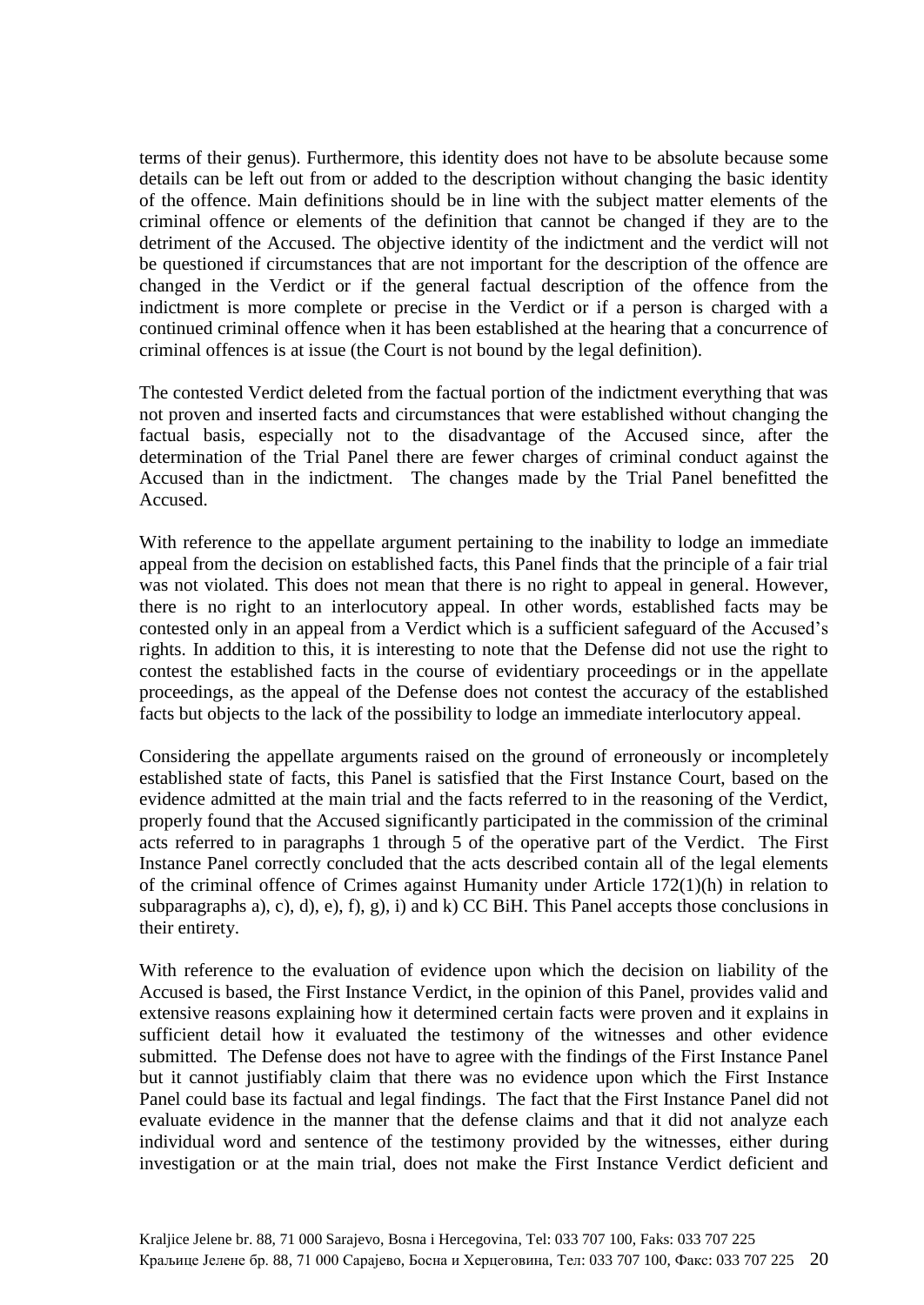terms of their genus). Furthermore, this identity does not have to be absolute because some details can be left out from or added to the description without changing the basic identity of the offence. Main definitions should be in line with the subject matter elements of the criminal offence or elements of the definition that cannot be changed if they are to the detriment of the Accused. The objective identity of the indictment and the verdict will not be questioned if circumstances that are not important for the description of the offence are changed in the Verdict or if the general factual description of the offence from the indictment is more complete or precise in the Verdict or if a person is charged with a continued criminal offence when it has been established at the hearing that a concurrence of criminal offences is at issue (the Court is not bound by the legal definition).

The contested Verdict deleted from the factual portion of the indictment everything that was not proven and inserted facts and circumstances that were established without changing the factual basis, especially not to the disadvantage of the Accused since, after the determination of the Trial Panel there are fewer charges of criminal conduct against the Accused than in the indictment. The changes made by the Trial Panel benefitted the Accused.

With reference to the appellate argument pertaining to the inability to lodge an immediate appeal from the decision on established facts, this Panel finds that the principle of a fair trial was not violated. This does not mean that there is no right to appeal in general. However, there is no right to an interlocutory appeal. In other words, established facts may be contested only in an appeal from a Verdict which is a sufficient safeguard of the Accused's rights. In addition to this, it is interesting to note that the Defense did not use the right to contest the established facts in the course of evidentiary proceedings or in the appellate proceedings, as the appeal of the Defense does not contest the accuracy of the established facts but objects to the lack of the possibility to lodge an immediate interlocutory appeal.

Considering the appellate arguments raised on the ground of erroneously or incompletely established state of facts, this Panel is satisfied that the First Instance Court, based on the evidence admitted at the main trial and the facts referred to in the reasoning of the Verdict, properly found that the Accused significantly participated in the commission of the criminal acts referred to in paragraphs 1 through 5 of the operative part of the Verdict. The First Instance Panel correctly concluded that the acts described contain all of the legal elements of the criminal offence of Crimes against Humanity under Article 172(1)(h) in relation to subparagraphs a), c), d), e), f), g), i) and k) CC BiH. This Panel accepts those conclusions in their entirety.

With reference to the evaluation of evidence upon which the decision on liability of the Accused is based, the First Instance Verdict, in the opinion of this Panel, provides valid and extensive reasons explaining how it determined certain facts were proven and it explains in sufficient detail how it evaluated the testimony of the witnesses and other evidence submitted. The Defense does not have to agree with the findings of the First Instance Panel but it cannot justifiably claim that there was no evidence upon which the First Instance Panel could base its factual and legal findings. The fact that the First Instance Panel did not evaluate evidence in the manner that the defense claims and that it did not analyze each individual word and sentence of the testimony provided by the witnesses, either during investigation or at the main trial, does not make the First Instance Verdict deficient and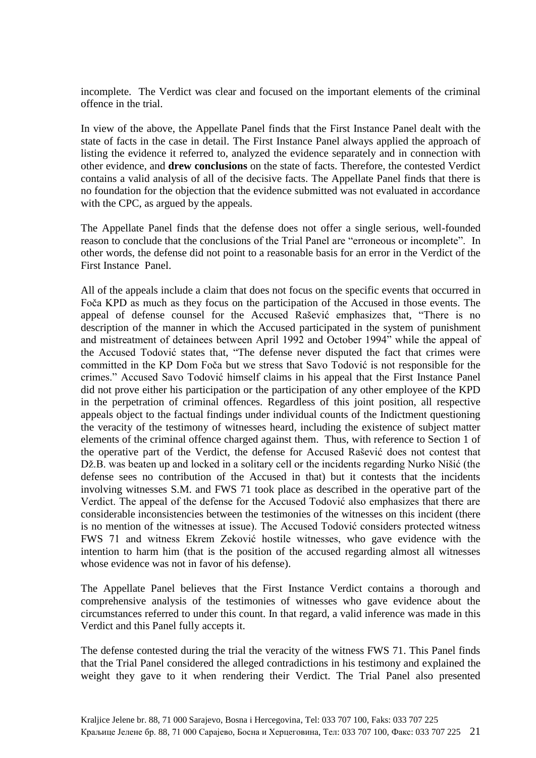incomplete. The Verdict was clear and focused on the important elements of the criminal offence in the trial.

In view of the above, the Appellate Panel finds that the First Instance Panel dealt with the state of facts in the case in detail. The First Instance Panel always applied the approach of listing the evidence it referred to, analyzed the evidence separately and in connection with other evidence, and **drew conclusions** on the state of facts. Therefore, the contested Verdict contains a valid analysis of all of the decisive facts. The Appellate Panel finds that there is no foundation for the objection that the evidence submitted was not evaluated in accordance with the CPC, as argued by the appeals.

The Appellate Panel finds that the defense does not offer a single serious, well-founded reason to conclude that the conclusions of the Trial Panel are "erroneous or incomplete". In other words, the defense did not point to a reasonable basis for an error in the Verdict of the First Instance Panel.

All of the appeals include a claim that does not focus on the specific events that occurred in Foča KPD as much as they focus on the participation of the Accused in those events. The appeal of defense counsel for the Accused Rašević emphasizes that, "There is no description of the manner in which the Accused participated in the system of punishment and mistreatment of detainees between April 1992 and October 1994" while the appeal of the Accused Todović states that, "The defense never disputed the fact that crimes were committed in the KP Dom Foča but we stress that Savo Todović is not responsible for the crimes." Accused Savo Todović himself claims in his appeal that the First Instance Panel did not prove either his participation or the participation of any other employee of the KPD in the perpetration of criminal offences. Regardless of this joint position, all respective appeals object to the factual findings under individual counts of the Indictment questioning the veracity of the testimony of witnesses heard, including the existence of subject matter elements of the criminal offence charged against them. Thus, with reference to Section 1 of the operative part of the Verdict, the defense for Accused Rašević does not contest that Dž.B. was beaten up and locked in a solitary cell or the incidents regarding Nurko Nišić (the defense sees no contribution of the Accused in that) but it contests that the incidents involving witnesses S.M. and FWS 71 took place as described in the operative part of the Verdict. The appeal of the defense for the Accused Todović also emphasizes that there are considerable inconsistencies between the testimonies of the witnesses on this incident (there is no mention of the witnesses at issue). The Accused Todović considers protected witness FWS 71 and witness Ekrem Zeković hostile witnesses, who gave evidence with the intention to harm him (that is the position of the accused regarding almost all witnesses whose evidence was not in favor of his defense).

The Appellate Panel believes that the First Instance Verdict contains a thorough and comprehensive analysis of the testimonies of witnesses who gave evidence about the circumstances referred to under this count. In that regard, a valid inference was made in this Verdict and this Panel fully accepts it.

The defense contested during the trial the veracity of the witness FWS 71. This Panel finds that the Trial Panel considered the alleged contradictions in his testimony and explained the weight they gave to it when rendering their Verdict. The Trial Panel also presented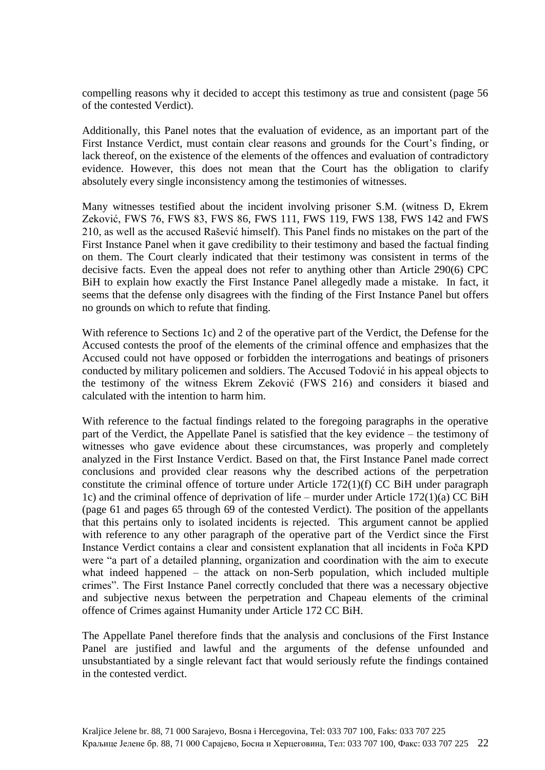compelling reasons why it decided to accept this testimony as true and consistent (page 56 of the contested Verdict).

Additionally, this Panel notes that the evaluation of evidence, as an important part of the First Instance Verdict, must contain clear reasons and grounds for the Court's finding, or lack thereof, on the existence of the elements of the offences and evaluation of contradictory evidence. However, this does not mean that the Court has the obligation to clarify absolutely every single inconsistency among the testimonies of witnesses.

Many witnesses testified about the incident involving prisoner S.M. (witness D, Ekrem Zeković, FWS 76, FWS 83, FWS 86, FWS 111, FWS 119, FWS 138, FWS 142 and FWS 210, as well as the accused Rašević himself). This Panel finds no mistakes on the part of the First Instance Panel when it gave credibility to their testimony and based the factual finding on them. The Court clearly indicated that their testimony was consistent in terms of the decisive facts. Even the appeal does not refer to anything other than Article 290(6) CPC BiH to explain how exactly the First Instance Panel allegedly made a mistake. In fact, it seems that the defense only disagrees with the finding of the First Instance Panel but offers no grounds on which to refute that finding.

With reference to Sections 1c) and 2 of the operative part of the Verdict, the Defense for the Accused contests the proof of the elements of the criminal offence and emphasizes that the Accused could not have opposed or forbidden the interrogations and beatings of prisoners conducted by military policemen and soldiers. The Accused Todović in his appeal objects to the testimony of the witness Ekrem Zeković (FWS 216) and considers it biased and calculated with the intention to harm him.

With reference to the factual findings related to the foregoing paragraphs in the operative part of the Verdict, the Appellate Panel is satisfied that the key evidence – the testimony of witnesses who gave evidence about these circumstances, was properly and completely analyzed in the First Instance Verdict. Based on that, the First Instance Panel made correct conclusions and provided clear reasons why the described actions of the perpetration constitute the criminal offence of torture under Article 172(1)(f) CC BiH under paragraph 1c) and the criminal offence of deprivation of life – murder under Article 172(1)(a) CC BiH (page 61 and pages 65 through 69 of the contested Verdict). The position of the appellants that this pertains only to isolated incidents is rejected. This argument cannot be applied with reference to any other paragraph of the operative part of the Verdict since the First Instance Verdict contains a clear and consistent explanation that all incidents in Foča KPD were "a part of a detailed planning, organization and coordination with the aim to execute what indeed happened – the attack on non-Serb population, which included multiple crimes". The First Instance Panel correctly concluded that there was a necessary objective and subjective nexus between the perpetration and Chapeau elements of the criminal offence of Crimes against Humanity under Article 172 CC BiH.

The Appellate Panel therefore finds that the analysis and conclusions of the First Instance Panel are justified and lawful and the arguments of the defense unfounded and unsubstantiated by a single relevant fact that would seriously refute the findings contained in the contested verdict.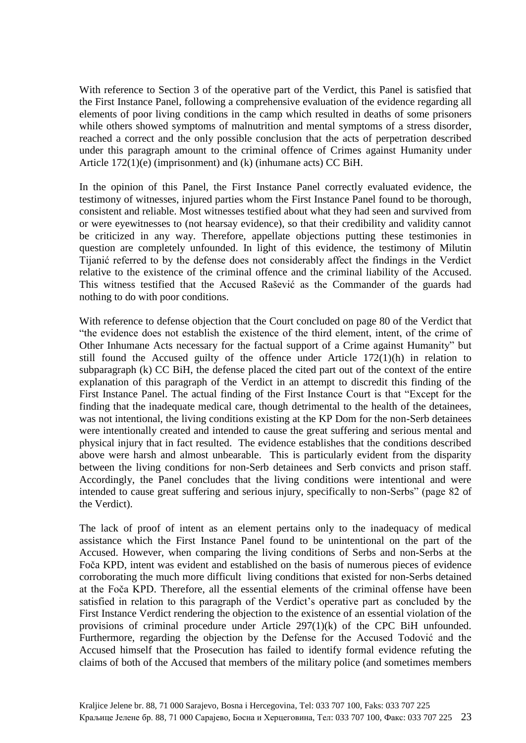With reference to Section 3 of the operative part of the Verdict, this Panel is satisfied that the First Instance Panel, following a comprehensive evaluation of the evidence regarding all elements of poor living conditions in the camp which resulted in deaths of some prisoners while others showed symptoms of malnutrition and mental symptoms of a stress disorder, reached a correct and the only possible conclusion that the acts of perpetration described under this paragraph amount to the criminal offence of Crimes against Humanity under Article 172(1)(e) (imprisonment) and (k) (inhumane acts) CC BiH.

In the opinion of this Panel, the First Instance Panel correctly evaluated evidence, the testimony of witnesses, injured parties whom the First Instance Panel found to be thorough, consistent and reliable. Most witnesses testified about what they had seen and survived from or were eyewitnesses to (not hearsay evidence), so that their credibility and validity cannot be criticized in any way. Therefore, appellate objections putting these testimonies in question are completely unfounded. In light of this evidence, the testimony of Milutin Tijanić referred to by the defense does not considerably affect the findings in the Verdict relative to the existence of the criminal offence and the criminal liability of the Accused. This witness testified that the Accused Rašević as the Commander of the guards had nothing to do with poor conditions.

With reference to defense objection that the Court concluded on page 80 of the Verdict that "the evidence does not establish the existence of the third element, intent, of the crime of Other Inhumane Acts necessary for the factual support of a Crime against Humanity" but still found the Accused guilty of the offence under Article 172(1)(h) in relation to subparagraph (k) CC BiH, the defense placed the cited part out of the context of the entire explanation of this paragraph of the Verdict in an attempt to discredit this finding of the First Instance Panel. The actual finding of the First Instance Court is that "Except for the finding that the inadequate medical care, though detrimental to the health of the detainees, was not intentional, the living conditions existing at the KP Dom for the non-Serb detainees were intentionally created and intended to cause the great suffering and serious mental and physical injury that in fact resulted. The evidence establishes that the conditions described above were harsh and almost unbearable. This is particularly evident from the disparity between the living conditions for non-Serb detainees and Serb convicts and prison staff. Accordingly, the Panel concludes that the living conditions were intentional and were intended to cause great suffering and serious injury, specifically to non-Serbs" (page 82 of the Verdict).

The lack of proof of intent as an element pertains only to the inadequacy of medical assistance which the First Instance Panel found to be unintentional on the part of the Accused. However, when comparing the living conditions of Serbs and non-Serbs at the Foča KPD, intent was evident and established on the basis of numerous pieces of evidence corroborating the much more difficult living conditions that existed for non-Serbs detained at the Foča KPD. Therefore, all the essential elements of the criminal offense have been satisfied in relation to this paragraph of the Verdict's operative part as concluded by the First Instance Verdict rendering the objection to the existence of an essential violation of the provisions of criminal procedure under Article 297(1)(k) of the CPC BiH unfounded. Furthermore, regarding the objection by the Defense for the Accused Todović and the Accused himself that the Prosecution has failed to identify formal evidence refuting the claims of both of the Accused that members of the military police (and sometimes members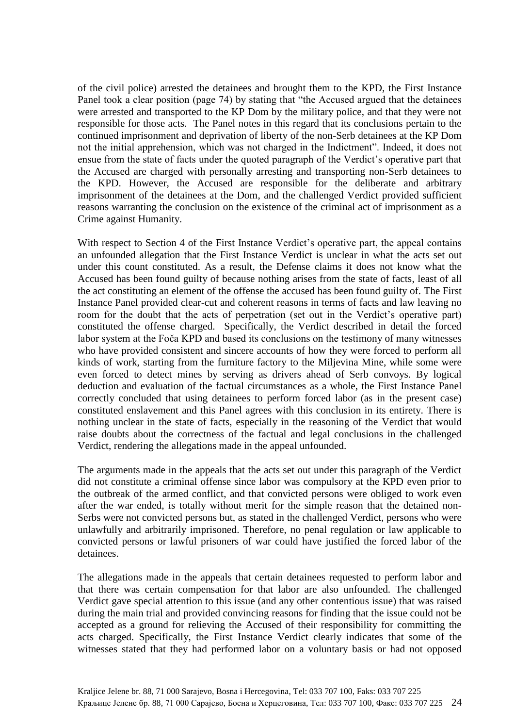of the civil police) arrested the detainees and brought them to the KPD, the First Instance Panel took a clear position (page 74) by stating that "the Accused argued that the detainees were arrested and transported to the KP Dom by the military police, and that they were not responsible for those acts. The Panel notes in this regard that its conclusions pertain to the continued imprisonment and deprivation of liberty of the non-Serb detainees at the KP Dom not the initial apprehension, which was not charged in the Indictment". Indeed, it does not ensue from the state of facts under the quoted paragraph of the Verdict's operative part that the Accused are charged with personally arresting and transporting non-Serb detainees to the KPD. However, the Accused are responsible for the deliberate and arbitrary imprisonment of the detainees at the Dom, and the challenged Verdict provided sufficient reasons warranting the conclusion on the existence of the criminal act of imprisonment as a Crime against Humanity.

With respect to Section 4 of the First Instance Verdict's operative part, the appeal contains an unfounded allegation that the First Instance Verdict is unclear in what the acts set out under this count constituted. As a result, the Defense claims it does not know what the Accused has been found guilty of because nothing arises from the state of facts, least of all the act constituting an element of the offense the accused has been found guilty of. The First Instance Panel provided clear-cut and coherent reasons in terms of facts and law leaving no room for the doubt that the acts of perpetration (set out in the Verdict's operative part) constituted the offense charged. Specifically, the Verdict described in detail the forced labor system at the Foča KPD and based its conclusions on the testimony of many witnesses who have provided consistent and sincere accounts of how they were forced to perform all kinds of work, starting from the furniture factory to the Miljevina Mine, while some were even forced to detect mines by serving as drivers ahead of Serb convoys. By logical deduction and evaluation of the factual circumstances as a whole, the First Instance Panel correctly concluded that using detainees to perform forced labor (as in the present case) constituted enslavement and this Panel agrees with this conclusion in its entirety. There is nothing unclear in the state of facts, especially in the reasoning of the Verdict that would raise doubts about the correctness of the factual and legal conclusions in the challenged Verdict, rendering the allegations made in the appeal unfounded.

The arguments made in the appeals that the acts set out under this paragraph of the Verdict did not constitute a criminal offense since labor was compulsory at the KPD even prior to the outbreak of the armed conflict, and that convicted persons were obliged to work even after the war ended, is totally without merit for the simple reason that the detained non-Serbs were not convicted persons but, as stated in the challenged Verdict, persons who were unlawfully and arbitrarily imprisoned. Therefore, no penal regulation or law applicable to convicted persons or lawful prisoners of war could have justified the forced labor of the detainees.

The allegations made in the appeals that certain detainees requested to perform labor and that there was certain compensation for that labor are also unfounded. The challenged Verdict gave special attention to this issue (and any other contentious issue) that was raised during the main trial and provided convincing reasons for finding that the issue could not be accepted as a ground for relieving the Accused of their responsibility for committing the acts charged. Specifically, the First Instance Verdict clearly indicates that some of the witnesses stated that they had performed labor on a voluntary basis or had not opposed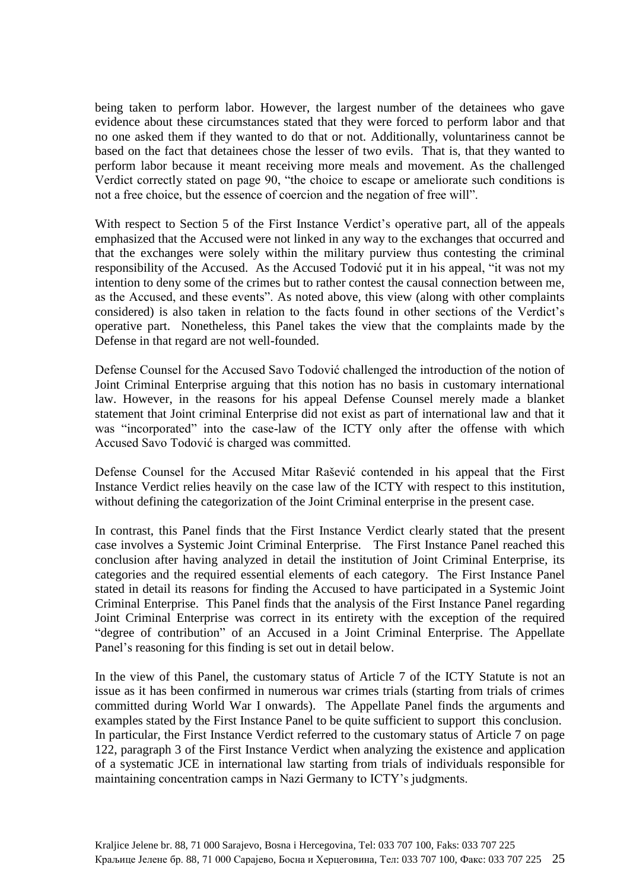being taken to perform labor. However, the largest number of the detainees who gave evidence about these circumstances stated that they were forced to perform labor and that no one asked them if they wanted to do that or not. Additionally, voluntariness cannot be based on the fact that detainees chose the lesser of two evils. That is, that they wanted to perform labor because it meant receiving more meals and movement. As the challenged Verdict correctly stated on page 90, "the choice to escape or ameliorate such conditions is not a free choice, but the essence of coercion and the negation of free will".

With respect to Section 5 of the First Instance Verdict's operative part, all of the appeals emphasized that the Accused were not linked in any way to the exchanges that occurred and that the exchanges were solely within the military purview thus contesting the criminal responsibility of the Accused. As the Accused Todović put it in his appeal, "it was not my intention to deny some of the crimes but to rather contest the causal connection between me, as the Accused, and these events". As noted above, this view (along with other complaints considered) is also taken in relation to the facts found in other sections of the Verdict's operative part. Nonetheless, this Panel takes the view that the complaints made by the Defense in that regard are not well-founded.

Defense Counsel for the Accused Savo Todović challenged the introduction of the notion of Joint Criminal Enterprise arguing that this notion has no basis in customary international law. However, in the reasons for his appeal Defense Counsel merely made a blanket statement that Joint criminal Enterprise did not exist as part of international law and that it was "incorporated" into the case-law of the ICTY only after the offense with which Accused Savo Todović is charged was committed.

Defense Counsel for the Accused Mitar Rašević contended in his appeal that the First Instance Verdict relies heavily on the case law of the ICTY with respect to this institution, without defining the categorization of the Joint Criminal enterprise in the present case.

In contrast, this Panel finds that the First Instance Verdict clearly stated that the present case involves a Systemic Joint Criminal Enterprise. The First Instance Panel reached this conclusion after having analyzed in detail the institution of Joint Criminal Enterprise, its categories and the required essential elements of each category. The First Instance Panel stated in detail its reasons for finding the Accused to have participated in a Systemic Joint Criminal Enterprise. This Panel finds that the analysis of the First Instance Panel regarding Joint Criminal Enterprise was correct in its entirety with the exception of the required "degree of contribution" of an Accused in a Joint Criminal Enterprise. The Appellate Panel's reasoning for this finding is set out in detail below.

In the view of this Panel, the customary status of Article 7 of the ICTY Statute is not an issue as it has been confirmed in numerous war crimes trials (starting from trials of crimes committed during World War I onwards). The Appellate Panel finds the arguments and examples stated by the First Instance Panel to be quite sufficient to support this conclusion. In particular, the First Instance Verdict referred to the customary status of Article 7 on page 122, paragraph 3 of the First Instance Verdict when analyzing the existence and application of a systematic JCE in international law starting from trials of individuals responsible for maintaining concentration camps in Nazi Germany to ICTY's judgments.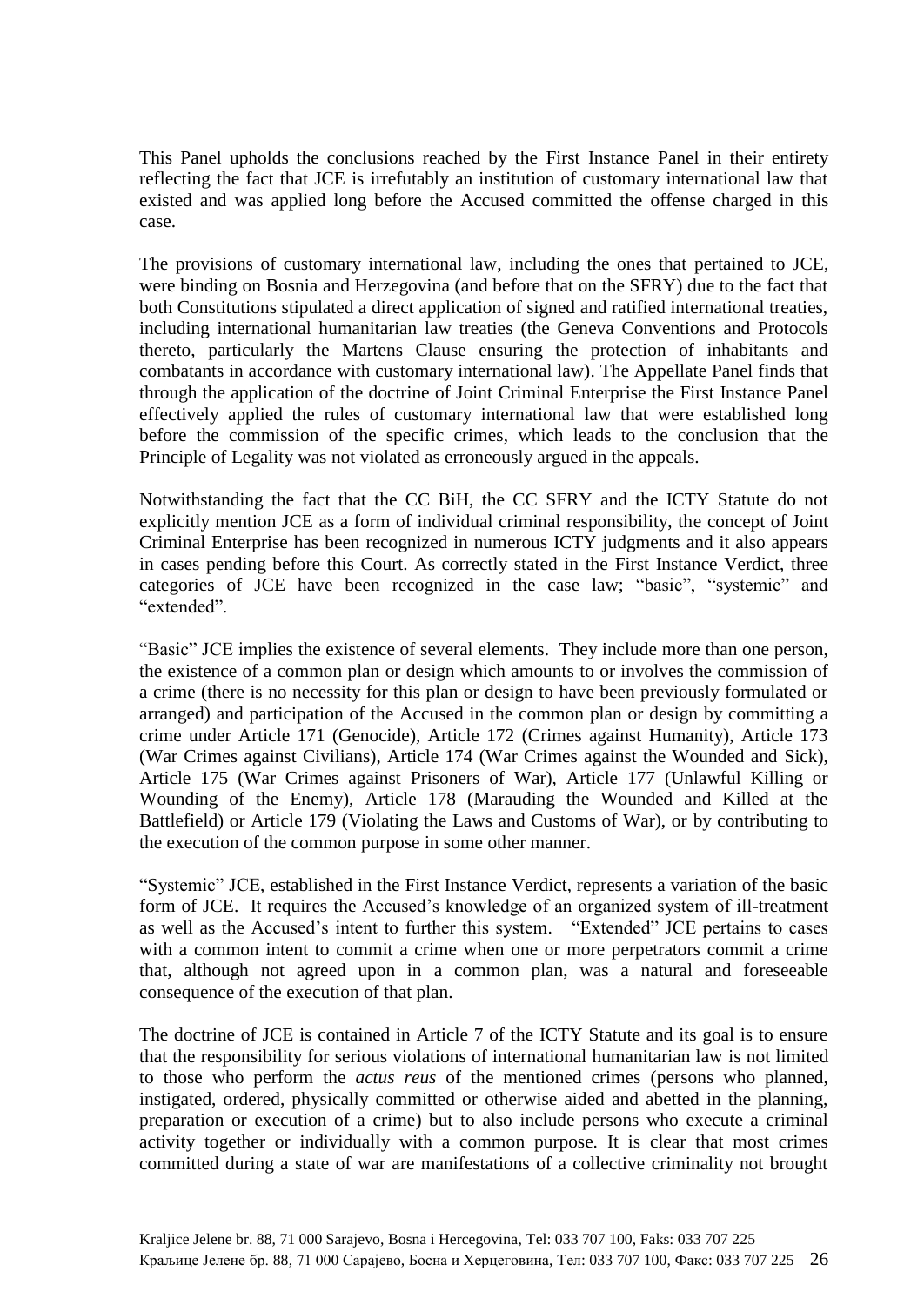This Panel upholds the conclusions reached by the First Instance Panel in their entirety reflecting the fact that JCE is irrefutably an institution of customary international law that existed and was applied long before the Accused committed the offense charged in this case.

The provisions of customary international law, including the ones that pertained to JCE, were binding on Bosnia and Herzegovina (and before that on the SFRY) due to the fact that both Constitutions stipulated a direct application of signed and ratified international treaties, including international humanitarian law treaties (the Geneva Conventions and Protocols thereto, particularly the Martens Clause ensuring the protection of inhabitants and combatants in accordance with customary international law). The Appellate Panel finds that through the application of the doctrine of Joint Criminal Enterprise the First Instance Panel effectively applied the rules of customary international law that were established long before the commission of the specific crimes, which leads to the conclusion that the Principle of Legality was not violated as erroneously argued in the appeals.

Notwithstanding the fact that the CC BiH, the CC SFRY and the ICTY Statute do not explicitly mention JCE as a form of individual criminal responsibility, the concept of Joint Criminal Enterprise has been recognized in numerous ICTY judgments and it also appears in cases pending before this Court. As correctly stated in the First Instance Verdict, three categories of JCE have been recognized in the case law; "basic", "systemic" and "extended".

"Basic" JCE implies the existence of several elements. They include more than one person, the existence of a common plan or design which amounts to or involves the commission of a crime (there is no necessity for this plan or design to have been previously formulated or arranged) and participation of the Accused in the common plan or design by committing a crime under Article 171 (Genocide), Article 172 (Crimes against Humanity), Article 173 (War Crimes against Civilians), Article 174 (War Crimes against the Wounded and Sick), Article 175 (War Crimes against Prisoners of War), Article 177 (Unlawful Killing or Wounding of the Enemy), Article 178 (Marauding the Wounded and Killed at the Battlefield) or Article 179 (Violating the Laws and Customs of War), or by contributing to the execution of the common purpose in some other manner.

"Systemic" JCE, established in the First Instance Verdict, represents a variation of the basic form of JCE. It requires the Accused's knowledge of an organized system of ill-treatment as well as the Accused's intent to further this system. "Extended" JCE pertains to cases with a common intent to commit a crime when one or more perpetrators commit a crime that, although not agreed upon in a common plan, was a natural and foreseeable consequence of the execution of that plan.

The doctrine of JCE is contained in Article 7 of the ICTY Statute and its goal is to ensure that the responsibility for serious violations of international humanitarian law is not limited to those who perform the *actus reus* of the mentioned crimes (persons who planned, instigated, ordered, physically committed or otherwise aided and abetted in the planning, preparation or execution of a crime) but to also include persons who execute a criminal activity together or individually with a common purpose. It is clear that most crimes committed during a state of war are manifestations of a collective criminality not brought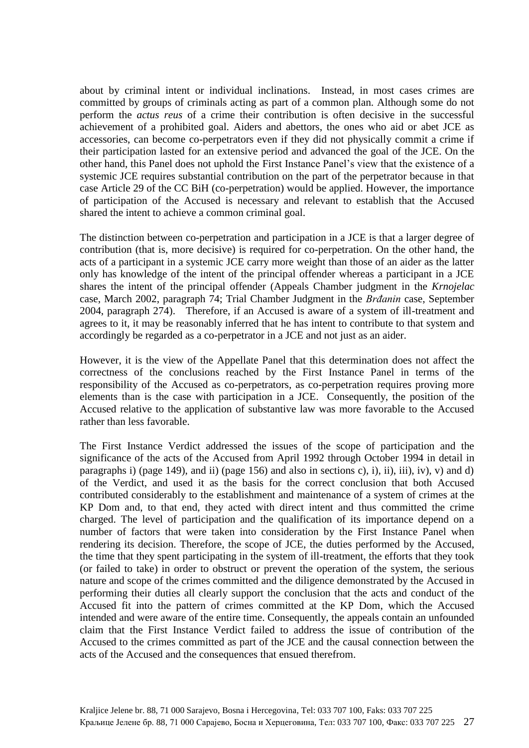about by criminal intent or individual inclinations. Instead, in most cases crimes are committed by groups of criminals acting as part of a common plan. Although some do not perform the *actus reus* of a crime their contribution is often decisive in the successful achievement of a prohibited goal. Aiders and abettors, the ones who aid or abet JCE as accessories, can become co-perpetrators even if they did not physically commit a crime if their participation lasted for an extensive period and advanced the goal of the JCE. On the other hand, this Panel does not uphold the First Instance Panel's view that the existence of a systemic JCE requires substantial contribution on the part of the perpetrator because in that case Article 29 of the CC BiH (co-perpetration) would be applied. However, the importance of participation of the Accused is necessary and relevant to establish that the Accused shared the intent to achieve a common criminal goal.

The distinction between co-perpetration and participation in a JCE is that a larger degree of contribution (that is, more decisive) is required for co-perpetration. On the other hand, the acts of a participant in a systemic JCE carry more weight than those of an aider as the latter only has knowledge of the intent of the principal offender whereas a participant in a JCE shares the intent of the principal offender (Appeals Chamber judgment in the *Krnojelac* case, March 2002, paragraph 74; Trial Chamber Judgment in the *Brđanin* case, September 2004, paragraph 274). Therefore, if an Accused is aware of a system of ill-treatment and agrees to it, it may be reasonably inferred that he has intent to contribute to that system and accordingly be regarded as a co-perpetrator in a JCE and not just as an aider.

However, it is the view of the Appellate Panel that this determination does not affect the correctness of the conclusions reached by the First Instance Panel in terms of the responsibility of the Accused as co-perpetrators, as co-perpetration requires proving more elements than is the case with participation in a JCE. Consequently, the position of the Accused relative to the application of substantive law was more favorable to the Accused rather than less favorable.

The First Instance Verdict addressed the issues of the scope of participation and the significance of the acts of the Accused from April 1992 through October 1994 in detail in paragraphs i) (page 149), and ii) (page 156) and also in sections c), i), ii), iii), iv), v) and d) of the Verdict, and used it as the basis for the correct conclusion that both Accused contributed considerably to the establishment and maintenance of a system of crimes at the KP Dom and, to that end, they acted with direct intent and thus committed the crime charged. The level of participation and the qualification of its importance depend on a number of factors that were taken into consideration by the First Instance Panel when rendering its decision. Therefore, the scope of JCE, the duties performed by the Accused, the time that they spent participating in the system of ill-treatment, the efforts that they took (or failed to take) in order to obstruct or prevent the operation of the system, the serious nature and scope of the crimes committed and the diligence demonstrated by the Accused in performing their duties all clearly support the conclusion that the acts and conduct of the Accused fit into the pattern of crimes committed at the KP Dom, which the Accused intended and were aware of the entire time. Consequently, the appeals contain an unfounded claim that the First Instance Verdict failed to address the issue of contribution of the Accused to the crimes committed as part of the JCE and the causal connection between the acts of the Accused and the consequences that ensued therefrom.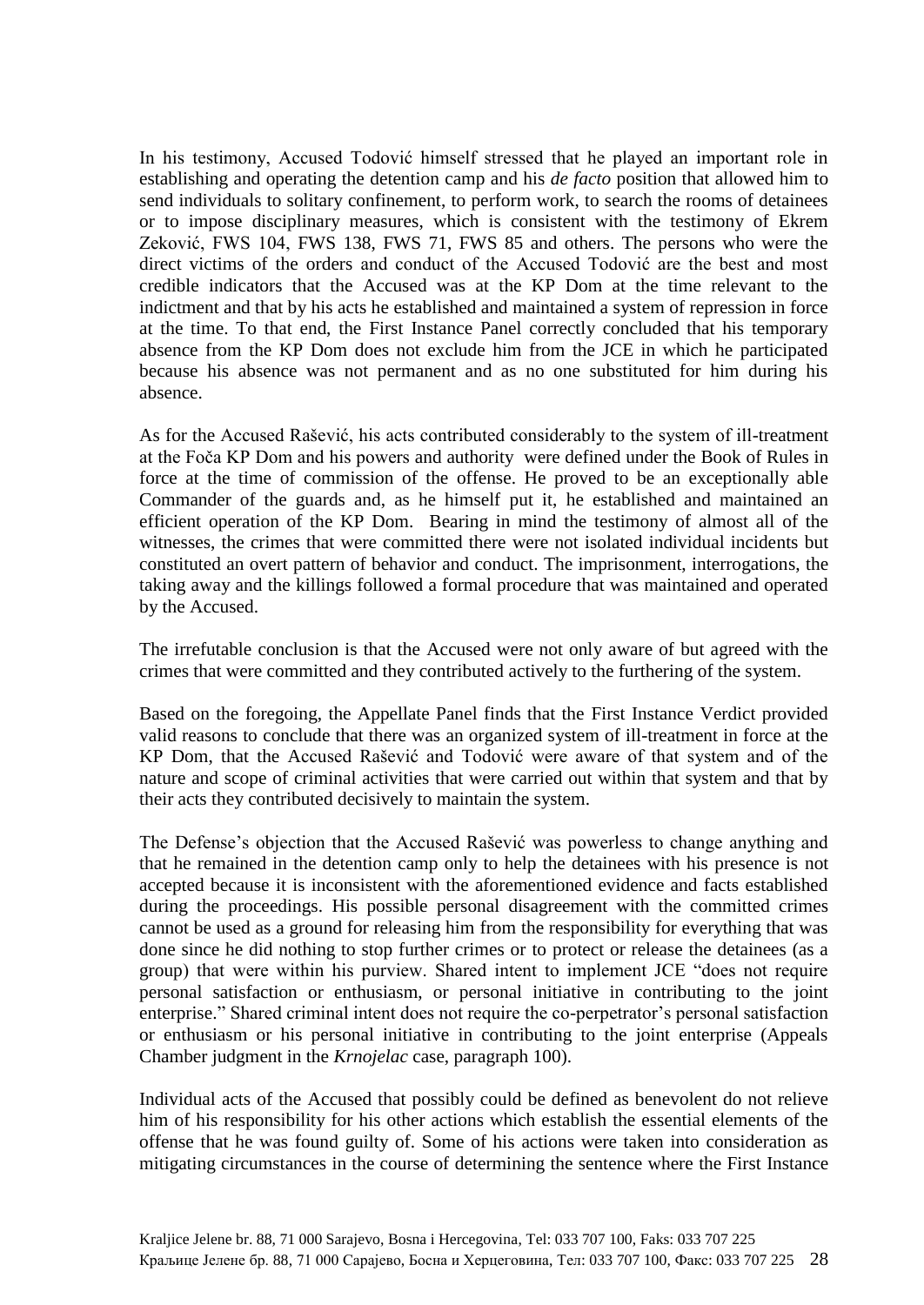In his testimony, Accused Todović himself stressed that he played an important role in establishing and operating the detention camp and his *de facto* position that allowed him to send individuals to solitary confinement, to perform work, to search the rooms of detainees or to impose disciplinary measures, which is consistent with the testimony of Ekrem Zeković, FWS 104, FWS 138, FWS 71, FWS 85 and others. The persons who were the direct victims of the orders and conduct of the Accused Todović are the best and most credible indicators that the Accused was at the KP Dom at the time relevant to the indictment and that by his acts he established and maintained a system of repression in force at the time. To that end, the First Instance Panel correctly concluded that his temporary absence from the KP Dom does not exclude him from the JCE in which he participated because his absence was not permanent and as no one substituted for him during his absence.

As for the Accused Rašević, his acts contributed considerably to the system of ill-treatment at the Foča KP Dom and his powers and authority were defined under the Book of Rules in force at the time of commission of the offense. He proved to be an exceptionally able Commander of the guards and, as he himself put it, he established and maintained an efficient operation of the KP Dom. Bearing in mind the testimony of almost all of the witnesses, the crimes that were committed there were not isolated individual incidents but constituted an overt pattern of behavior and conduct. The imprisonment, interrogations, the taking away and the killings followed a formal procedure that was maintained and operated by the Accused.

The irrefutable conclusion is that the Accused were not only aware of but agreed with the crimes that were committed and they contributed actively to the furthering of the system.

Based on the foregoing, the Appellate Panel finds that the First Instance Verdict provided valid reasons to conclude that there was an organized system of ill-treatment in force at the KP Dom, that the Accused Rašević and Todović were aware of that system and of the nature and scope of criminal activities that were carried out within that system and that by their acts they contributed decisively to maintain the system.

The Defense's objection that the Accused Rašević was powerless to change anything and that he remained in the detention camp only to help the detainees with his presence is not accepted because it is inconsistent with the aforementioned evidence and facts established during the proceedings. His possible personal disagreement with the committed crimes cannot be used as a ground for releasing him from the responsibility for everything that was done since he did nothing to stop further crimes or to protect or release the detainees (as a group) that were within his purview. Shared intent to implement JCE "does not require personal satisfaction or enthusiasm, or personal initiative in contributing to the joint enterprise." Shared criminal intent does not require the co-perpetrator's personal satisfaction or enthusiasm or his personal initiative in contributing to the joint enterprise (Appeals Chamber judgment in the *Krnojelac* case, paragraph 100).

Individual acts of the Accused that possibly could be defined as benevolent do not relieve him of his responsibility for his other actions which establish the essential elements of the offense that he was found guilty of. Some of his actions were taken into consideration as mitigating circumstances in the course of determining the sentence where the First Instance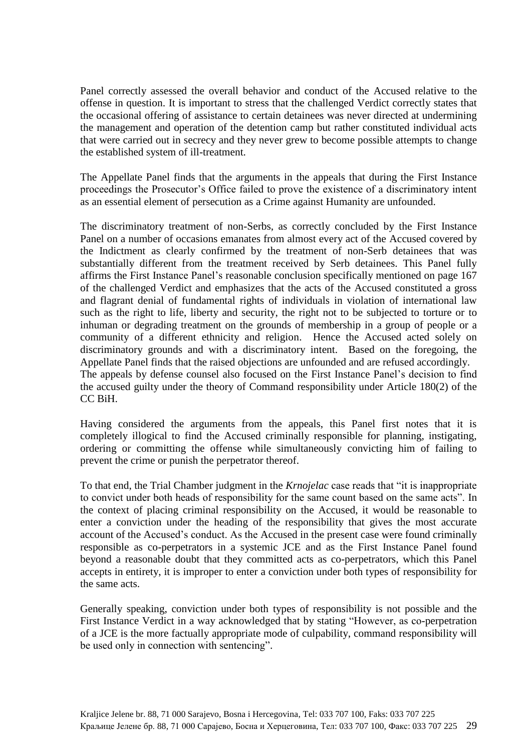Panel correctly assessed the overall behavior and conduct of the Accused relative to the offense in question. It is important to stress that the challenged Verdict correctly states that the occasional offering of assistance to certain detainees was never directed at undermining the management and operation of the detention camp but rather constituted individual acts that were carried out in secrecy and they never grew to become possible attempts to change the established system of ill-treatment.

The Appellate Panel finds that the arguments in the appeals that during the First Instance proceedings the Prosecutor's Office failed to prove the existence of a discriminatory intent as an essential element of persecution as a Crime against Humanity are unfounded.

The discriminatory treatment of non-Serbs, as correctly concluded by the First Instance Panel on a number of occasions emanates from almost every act of the Accused covered by the Indictment as clearly confirmed by the treatment of non-Serb detainees that was substantially different from the treatment received by Serb detainees. This Panel fully affirms the First Instance Panel's reasonable conclusion specifically mentioned on page 167 of the challenged Verdict and emphasizes that the acts of the Accused constituted a gross and flagrant denial of fundamental rights of individuals in violation of international law such as the right to life, liberty and security, the right not to be subjected to torture or to inhuman or degrading treatment on the grounds of membership in a group of people or a community of a different ethnicity and religion. Hence the Accused acted solely on discriminatory grounds and with a discriminatory intent. Based on the foregoing, the Appellate Panel finds that the raised objections are unfounded and are refused accordingly.
The appeals by defense counsel also focused on the First Instance Panel's decision to find the accused guilty under the theory of Command responsibility under Article 180(2) of the CC BiH.

Having considered the arguments from the appeals, this Panel first notes that it is completely illogical to find the Accused criminally responsible for planning, instigating, ordering or committing the offense while simultaneously convicting him of failing to prevent the crime or punish the perpetrator thereof.

To that end, the Trial Chamber judgment in the *Krnojelac* case reads that "it is inappropriate to convict under both heads of responsibility for the same count based on the same acts". In the context of placing criminal responsibility on the Accused, it would be reasonable to enter a conviction under the heading of the responsibility that gives the most accurate account of the Accused's conduct. As the Accused in the present case were found criminally responsible as co-perpetrators in a systemic JCE and as the First Instance Panel found beyond a reasonable doubt that they committed acts as co-perpetrators, which this Panel accepts in entirety, it is improper to enter a conviction under both types of responsibility for the same acts.

Generally speaking, conviction under both types of responsibility is not possible and the First Instance Verdict in a way acknowledged that by stating "However, as co-perpetration of a JCE is the more factually appropriate mode of culpability, command responsibility will be used only in connection with sentencing".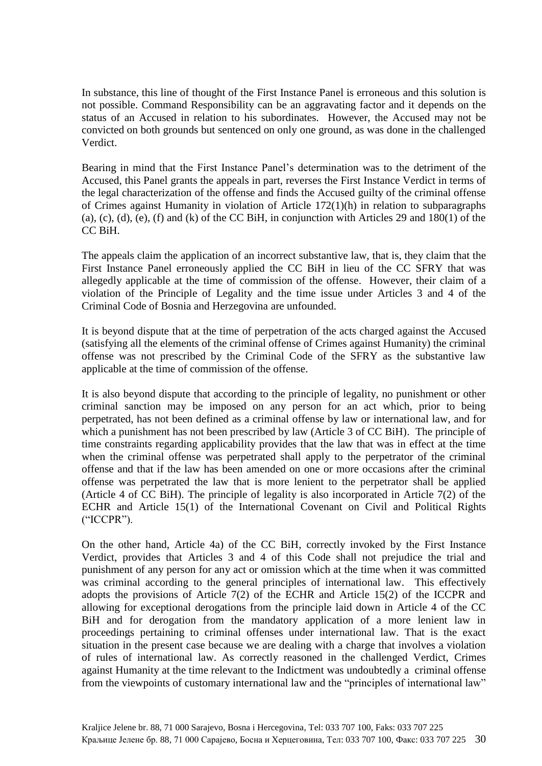In substance, this line of thought of the First Instance Panel is erroneous and this solution is not possible. Command Responsibility can be an aggravating factor and it depends on the status of an Accused in relation to his subordinates. However, the Accused may not be convicted on both grounds but sentenced on only one ground, as was done in the challenged Verdict.

Bearing in mind that the First Instance Panel's determination was to the detriment of the Accused, this Panel grants the appeals in part, reverses the First Instance Verdict in terms of the legal characterization of the offense and finds the Accused guilty of the criminal offense of Crimes against Humanity in violation of Article 172(1)(h) in relation to subparagraphs (a), (c), (d), (e), (f) and (k) of the CC BiH, in conjunction with Articles 29 and 180(1) of the CC BiH.

The appeals claim the application of an incorrect substantive law, that is, they claim that the First Instance Panel erroneously applied the CC BiH in lieu of the CC SFRY that was allegedly applicable at the time of commission of the offense. However, their claim of a violation of the Principle of Legality and the time issue under Articles 3 and 4 of the Criminal Code of Bosnia and Herzegovina are unfounded.

It is beyond dispute that at the time of perpetration of the acts charged against the Accused (satisfying all the elements of the criminal offense of Crimes against Humanity) the criminal offense was not prescribed by the Criminal Code of the SFRY as the substantive law applicable at the time of commission of the offense.

It is also beyond dispute that according to the principle of legality, no punishment or other criminal sanction may be imposed on any person for an act which, prior to being perpetrated, has not been defined as a criminal offense by law or international law, and for which a punishment has not been prescribed by law (Article 3 of CC BiH). The principle of time constraints regarding applicability provides that the law that was in effect at the time when the criminal offense was perpetrated shall apply to the perpetrator of the criminal offense and that if the law has been amended on one or more occasions after the criminal offense was perpetrated the law that is more lenient to the perpetrator shall be applied (Article 4 of CC BiH). The principle of legality is also incorporated in Article 7(2) of the ECHR and Article 15(1) of the International Covenant on Civil and Political Rights ("ICCPR").

On the other hand, Article 4a) of the CC BiH, correctly invoked by the First Instance Verdict, provides that Articles 3 and 4 of this Code shall not prejudice the trial and punishment of any person for any act or omission which at the time when it was committed was criminal according to the general principles of international law. This effectively adopts the provisions of Article 7(2) of the ECHR and Article 15(2) of the ICCPR and allowing for exceptional derogations from the principle laid down in Article 4 of the CC BiH and for derogation from the mandatory application of a more lenient law in proceedings pertaining to criminal offenses under international law. That is the exact situation in the present case because we are dealing with a charge that involves a violation of rules of international law. As correctly reasoned in the challenged Verdict, Crimes against Humanity at the time relevant to the Indictment was undoubtedly a criminal offense from the viewpoints of customary international law and the "principles of international law"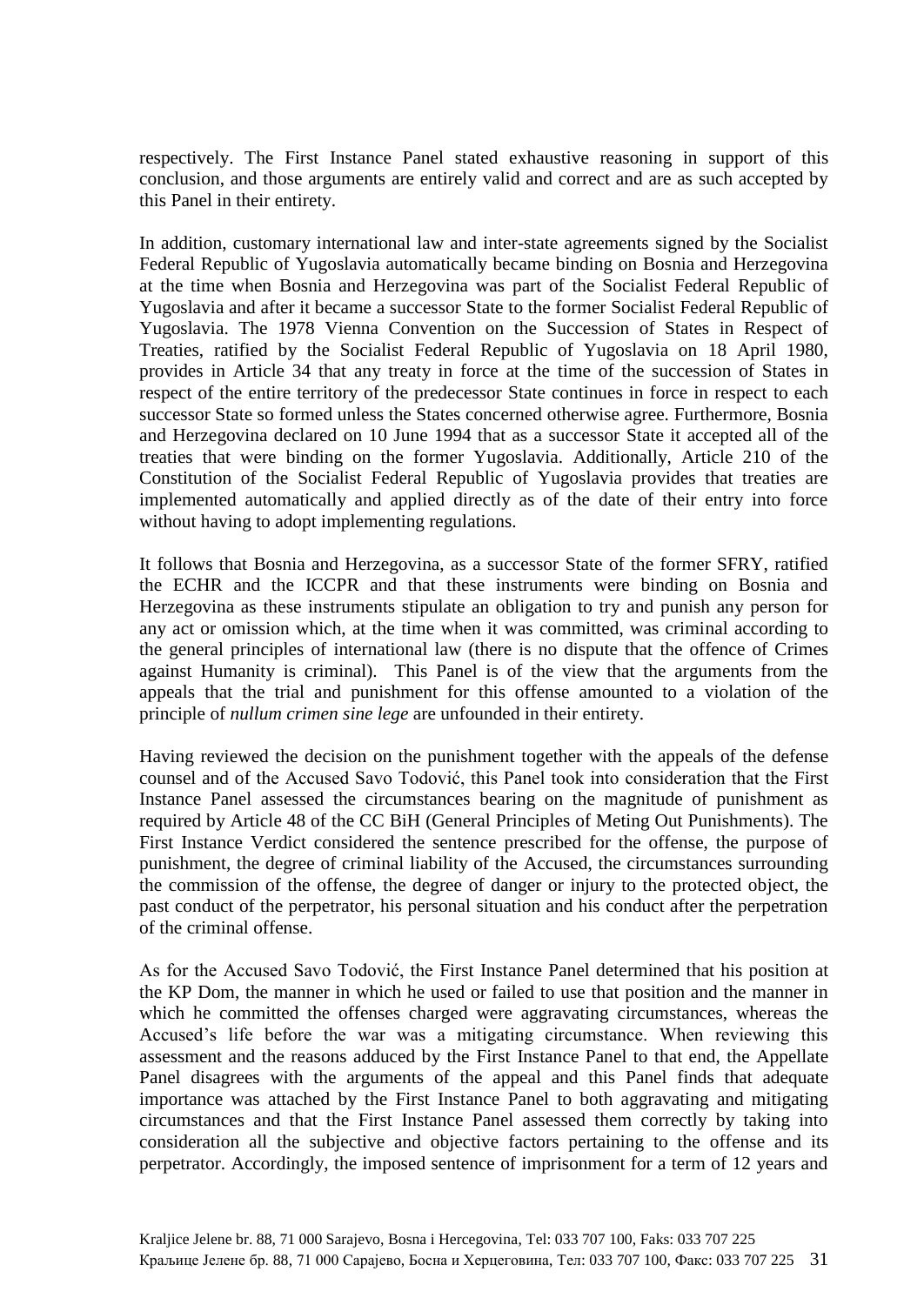respectively. The First Instance Panel stated exhaustive reasoning in support of this conclusion, and those arguments are entirely valid and correct and are as such accepted by this Panel in their entirety.

In addition, customary international law and inter-state agreements signed by the Socialist Federal Republic of Yugoslavia automatically became binding on Bosnia and Herzegovina at the time when Bosnia and Herzegovina was part of the Socialist Federal Republic of Yugoslavia and after it became a successor State to the former Socialist Federal Republic of Yugoslavia. The 1978 Vienna Convention on the Succession of States in Respect of Treaties, ratified by the Socialist Federal Republic of Yugoslavia on 18 April 1980, provides in Article 34 that any treaty in force at the time of the succession of States in respect of the entire territory of the predecessor State continues in force in respect to each successor State so formed unless the States concerned otherwise agree. Furthermore, Bosnia and Herzegovina declared on 10 June 1994 that as a successor State it accepted all of the treaties that were binding on the former Yugoslavia. Additionally, Article 210 of the Constitution of the Socialist Federal Republic of Yugoslavia provides that treaties are implemented automatically and applied directly as of the date of their entry into force without having to adopt implementing regulations.

It follows that Bosnia and Herzegovina, as a successor State of the former SFRY, ratified the ECHR and the ICCPR and that these instruments were binding on Bosnia and Herzegovina as these instruments stipulate an obligation to try and punish any person for any act or omission which, at the time when it was committed, was criminal according to the general principles of international law (there is no dispute that the offence of Crimes against Humanity is criminal). This Panel is of the view that the arguments from the appeals that the trial and punishment for this offense amounted to a violation of the principle of *nullum crimen sine lege* are unfounded in their entirety.

Having reviewed the decision on the punishment together with the appeals of the defense counsel and of the Accused Savo Todović, this Panel took into consideration that the First Instance Panel assessed the circumstances bearing on the magnitude of punishment as required by Article 48 of the CC BiH (General Principles of Meting Out Punishments). The First Instance Verdict considered the sentence prescribed for the offense, the purpose of punishment, the degree of criminal liability of the Accused, the circumstances surrounding the commission of the offense, the degree of danger or injury to the protected object, the past conduct of the perpetrator, his personal situation and his conduct after the perpetration of the criminal offense.

As for the Accused Savo Todović, the First Instance Panel determined that his position at the KP Dom, the manner in which he used or failed to use that position and the manner in which he committed the offenses charged were aggravating circumstances, whereas the Accused's life before the war was a mitigating circumstance. When reviewing this assessment and the reasons adduced by the First Instance Panel to that end, the Appellate Panel disagrees with the arguments of the appeal and this Panel finds that adequate importance was attached by the First Instance Panel to both aggravating and mitigating circumstances and that the First Instance Panel assessed them correctly by taking into consideration all the subjective and objective factors pertaining to the offense and its perpetrator. Accordingly, the imposed sentence of imprisonment for a term of 12 years and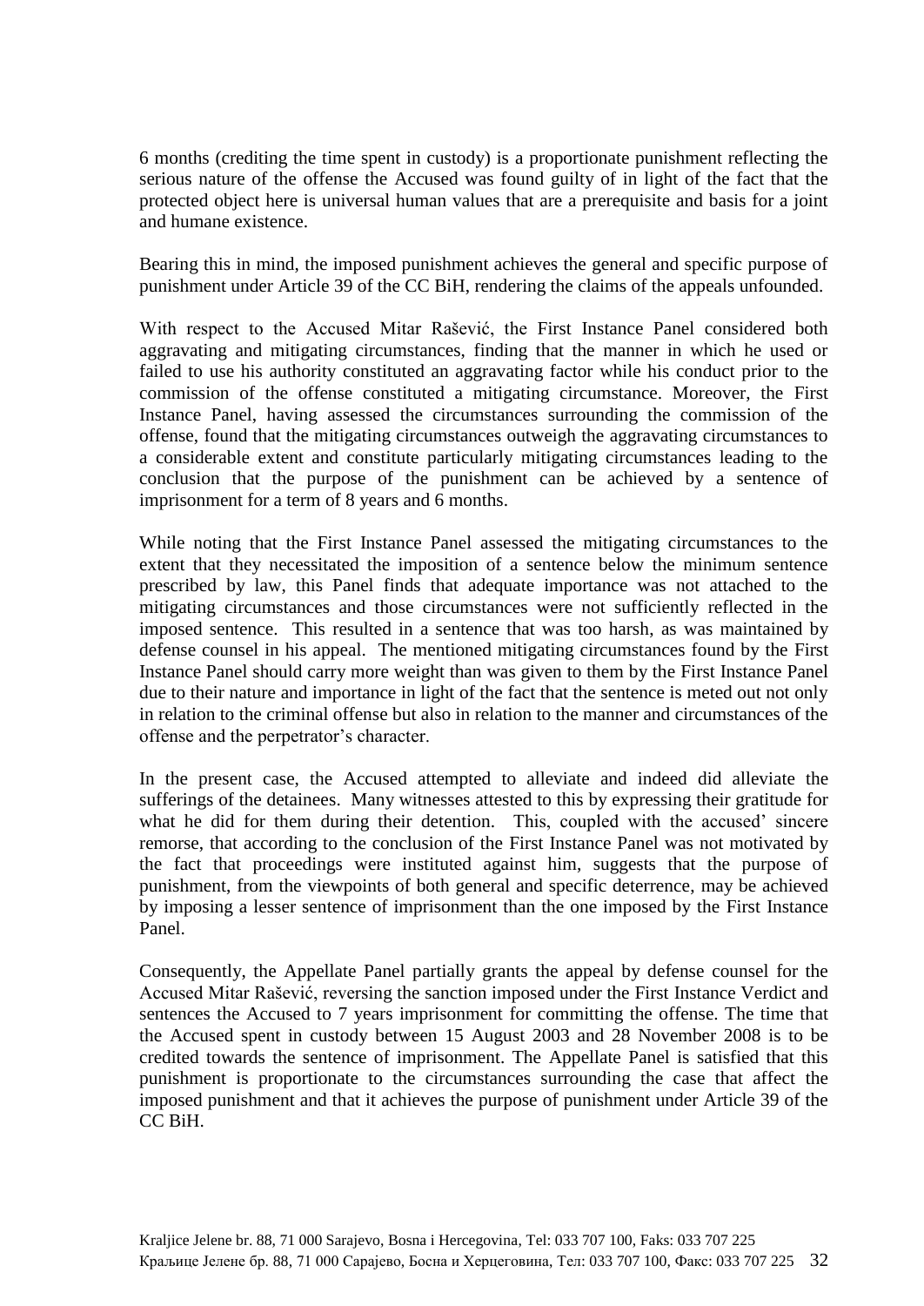6 months (crediting the time spent in custody) is a proportionate punishment reflecting the serious nature of the offense the Accused was found guilty of in light of the fact that the protected object here is universal human values that are a prerequisite and basis for a joint and humane existence.

Bearing this in mind, the imposed punishment achieves the general and specific purpose of punishment under Article 39 of the CC BiH, rendering the claims of the appeals unfounded.

With respect to the Accused Mitar Rašević, the First Instance Panel considered both aggravating and mitigating circumstances, finding that the manner in which he used or failed to use his authority constituted an aggravating factor while his conduct prior to the commission of the offense constituted a mitigating circumstance. Moreover, the First Instance Panel, having assessed the circumstances surrounding the commission of the offense, found that the mitigating circumstances outweigh the aggravating circumstances to a considerable extent and constitute particularly mitigating circumstances leading to the conclusion that the purpose of the punishment can be achieved by a sentence of imprisonment for a term of 8 years and 6 months.

While noting that the First Instance Panel assessed the mitigating circumstances to the extent that they necessitated the imposition of a sentence below the minimum sentence prescribed by law, this Panel finds that adequate importance was not attached to the mitigating circumstances and those circumstances were not sufficiently reflected in the imposed sentence. This resulted in a sentence that was too harsh, as was maintained by defense counsel in his appeal. The mentioned mitigating circumstances found by the First Instance Panel should carry more weight than was given to them by the First Instance Panel due to their nature and importance in light of the fact that the sentence is meted out not only in relation to the criminal offense but also in relation to the manner and circumstances of the offense and the perpetrator's character.

In the present case, the Accused attempted to alleviate and indeed did alleviate the sufferings of the detainees. Many witnesses attested to this by expressing their gratitude for what he did for them during their detention. This, coupled with the accused' sincere remorse, that according to the conclusion of the First Instance Panel was not motivated by the fact that proceedings were instituted against him, suggests that the purpose of punishment, from the viewpoints of both general and specific deterrence, may be achieved by imposing a lesser sentence of imprisonment than the one imposed by the First Instance Panel.

Consequently, the Appellate Panel partially grants the appeal by defense counsel for the Accused Mitar Rašević, reversing the sanction imposed under the First Instance Verdict and sentences the Accused to 7 years imprisonment for committing the offense. The time that the Accused spent in custody between 15 August 2003 and 28 November 2008 is to be credited towards the sentence of imprisonment. The Appellate Panel is satisfied that this punishment is proportionate to the circumstances surrounding the case that affect the imposed punishment and that it achieves the purpose of punishment under Article 39 of the CC BiH.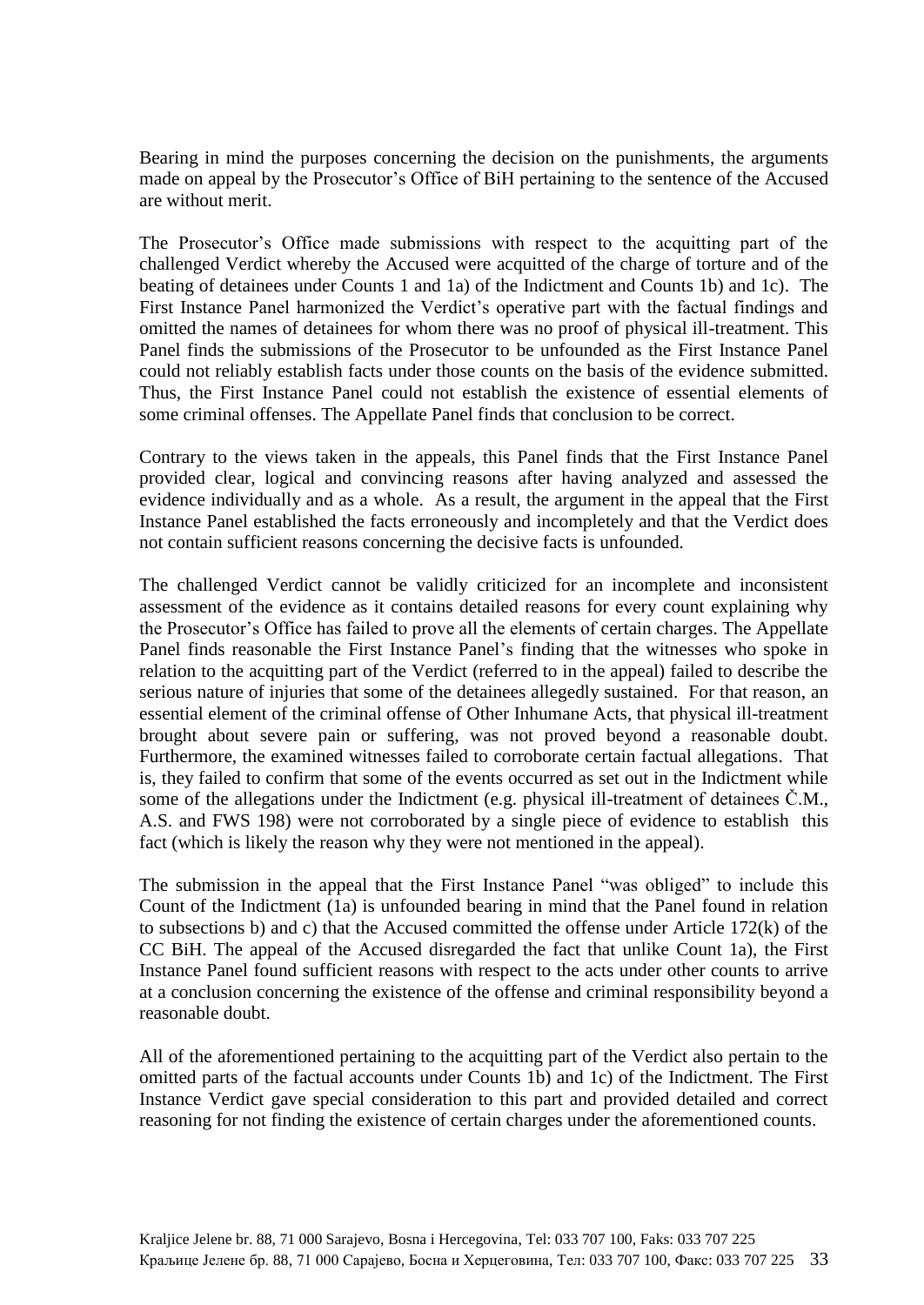Bearing in mind the purposes concerning the decision on the punishments, the arguments made on appeal by the Prosecutor's Office of BiH pertaining to the sentence of the Accused are without merit.

The Prosecutor's Office made submissions with respect to the acquitting part of the challenged Verdict whereby the Accused were acquitted of the charge of torture and of the beating of detainees under Counts 1 and 1a) of the Indictment and Counts 1b) and 1c). The First Instance Panel harmonized the Verdict's operative part with the factual findings and omitted the names of detainees for whom there was no proof of physical ill-treatment. This Panel finds the submissions of the Prosecutor to be unfounded as the First Instance Panel could not reliably establish facts under those counts on the basis of the evidence submitted. Thus, the First Instance Panel could not establish the existence of essential elements of some criminal offenses. The Appellate Panel finds that conclusion to be correct.

Contrary to the views taken in the appeals, this Panel finds that the First Instance Panel provided clear, logical and convincing reasons after having analyzed and assessed the evidence individually and as a whole. As a result, the argument in the appeal that the First Instance Panel established the facts erroneously and incompletely and that the Verdict does not contain sufficient reasons concerning the decisive facts is unfounded.

The challenged Verdict cannot be validly criticized for an incomplete and inconsistent assessment of the evidence as it contains detailed reasons for every count explaining why the Prosecutor's Office has failed to prove all the elements of certain charges. The Appellate Panel finds reasonable the First Instance Panel's finding that the witnesses who spoke in relation to the acquitting part of the Verdict (referred to in the appeal) failed to describe the serious nature of injuries that some of the detainees allegedly sustained. For that reason, an essential element of the criminal offense of Other Inhumane Acts, that physical ill-treatment brought about severe pain or suffering, was not proved beyond a reasonable doubt. Furthermore, the examined witnesses failed to corroborate certain factual allegations. That is, they failed to confirm that some of the events occurred as set out in the Indictment while some of the allegations under the Indictment (e.g. physical ill-treatment of detainees Č.M., A.S. and FWS 198) were not corroborated by a single piece of evidence to establish this fact (which is likely the reason why they were not mentioned in the appeal).

The submission in the appeal that the First Instance Panel "was obliged" to include this Count of the Indictment (1a) is unfounded bearing in mind that the Panel found in relation to subsections b) and c) that the Accused committed the offense under Article 172(k) of the CC BiH. The appeal of the Accused disregarded the fact that unlike Count 1a), the First Instance Panel found sufficient reasons with respect to the acts under other counts to arrive at a conclusion concerning the existence of the offense and criminal responsibility beyond a reasonable doubt.

All of the aforementioned pertaining to the acquitting part of the Verdict also pertain to the omitted parts of the factual accounts under Counts 1b) and 1c) of the Indictment. The First Instance Verdict gave special consideration to this part and provided detailed and correct reasoning for not finding the existence of certain charges under the aforementioned counts.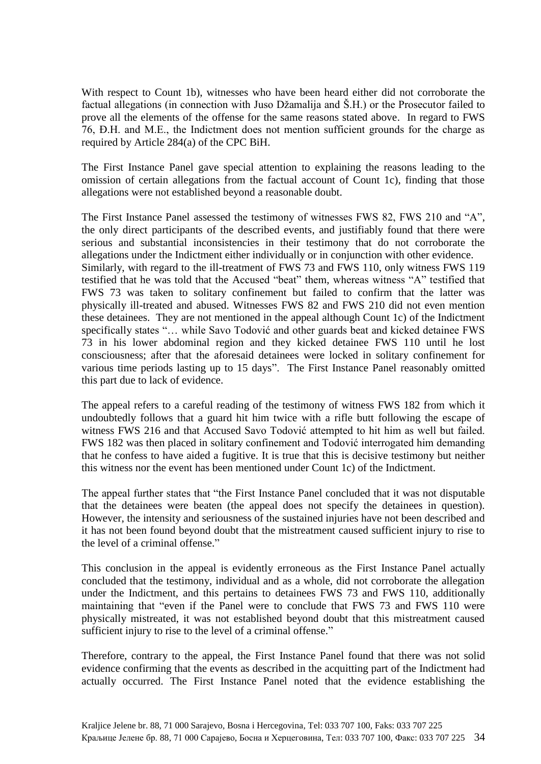With respect to Count 1b), witnesses who have been heard either did not corroborate the factual allegations (in connection with Juso Džamalija and Š.H.) or the Prosecutor failed to prove all the elements of the offense for the same reasons stated above. In regard to FWS 76, Đ.H. and M.E., the Indictment does not mention sufficient grounds for the charge as required by Article 284(a) of the CPC BiH.

The First Instance Panel gave special attention to explaining the reasons leading to the omission of certain allegations from the factual account of Count 1c), finding that those allegations were not established beyond a reasonable doubt.

The First Instance Panel assessed the testimony of witnesses FWS 82, FWS 210 and "A", the only direct participants of the described events, and justifiably found that there were serious and substantial inconsistencies in their testimony that do not corroborate the allegations under the Indictment either individually or in conjunction with other evidence.
Similarly, with regard to the ill-treatment of FWS 73 and FWS 110, only witness FWS 119 testified that he was told that the Accused "beat" them, whereas witness "A" testified that FWS 73 was taken to solitary confinement but failed to confirm that the latter was physically ill-treated and abused. Witnesses FWS 82 and FWS 210 did not even mention these detainees. They are not mentioned in the appeal although Count 1c) of the Indictment specifically states "… while Savo Todović and other guards beat and kicked detainee FWS 73 in his lower abdominal region and they kicked detainee FWS 110 until he lost consciousness; after that the aforesaid detainees were locked in solitary confinement for various time periods lasting up to 15 days". The First Instance Panel reasonably omitted this part due to lack of evidence.

The appeal refers to a careful reading of the testimony of witness FWS 182 from which it undoubtedly follows that a guard hit him twice with a rifle butt following the escape of witness FWS 216 and that Accused Savo Todović attempted to hit him as well but failed. FWS 182 was then placed in solitary confinement and Todović interrogated him demanding that he confess to have aided a fugitive. It is true that this is decisive testimony but neither this witness nor the event has been mentioned under Count 1c) of the Indictment.

The appeal further states that "the First Instance Panel concluded that it was not disputable that the detainees were beaten (the appeal does not specify the detainees in question). However, the intensity and seriousness of the sustained injuries have not been described and it has not been found beyond doubt that the mistreatment caused sufficient injury to rise to the level of a criminal offense."

This conclusion in the appeal is evidently erroneous as the First Instance Panel actually concluded that the testimony, individual and as a whole, did not corroborate the allegation under the Indictment, and this pertains to detainees FWS 73 and FWS 110, additionally maintaining that "even if the Panel were to conclude that FWS 73 and FWS 110 were physically mistreated, it was not established beyond doubt that this mistreatment caused sufficient injury to rise to the level of a criminal offense."

Therefore, contrary to the appeal, the First Instance Panel found that there was not solid evidence confirming that the events as described in the acquitting part of the Indictment had actually occurred. The First Instance Panel noted that the evidence establishing the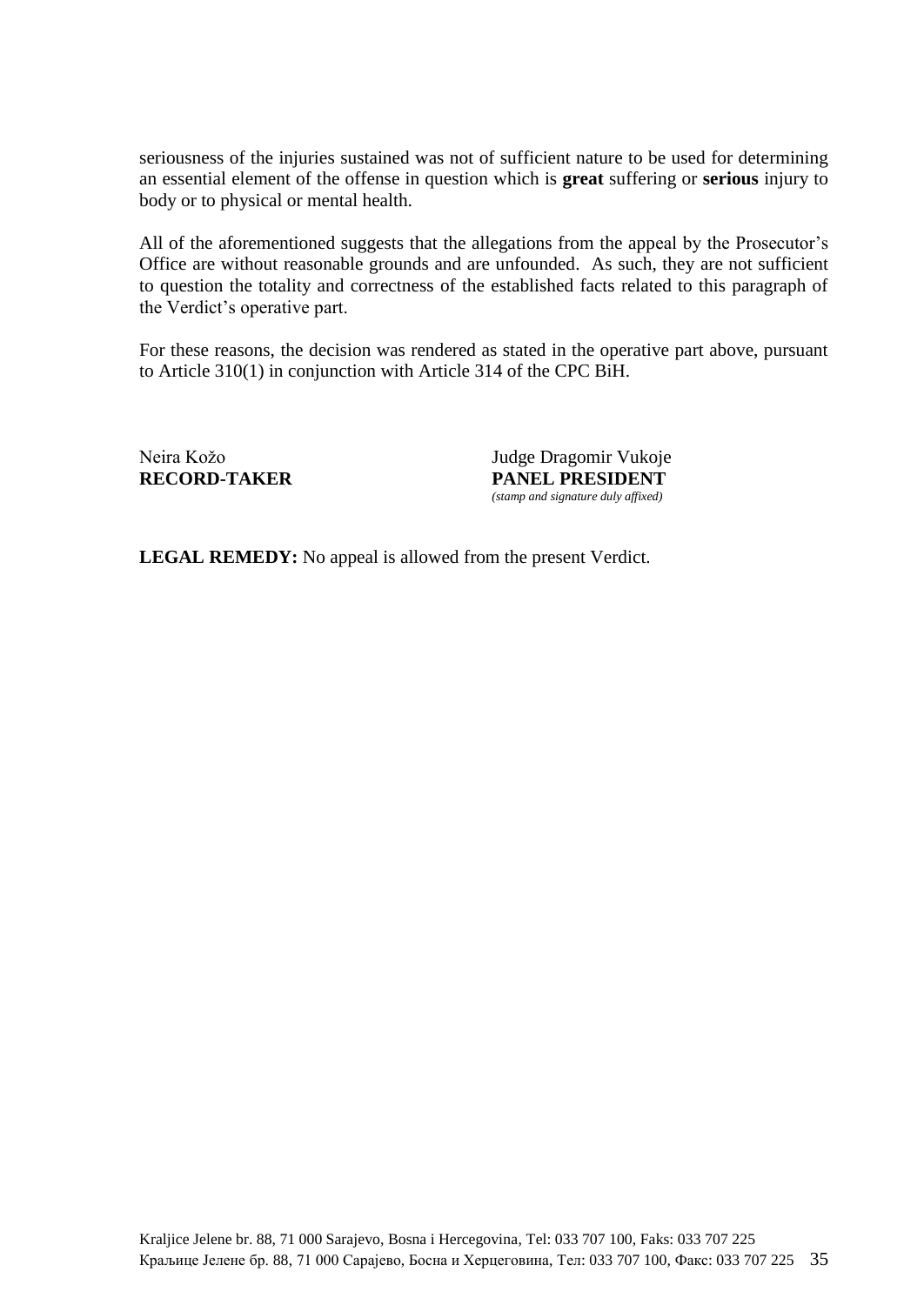seriousness of the injuries sustained was not of sufficient nature to be used for determining an essential element of the offense in question which is **great** suffering or **serious** injury to body or to physical or mental health.

All of the aforementioned suggests that the allegations from the appeal by the Prosecutor's Office are without reasonable grounds and are unfounded. As such, they are not sufficient to question the totality and correctness of the established facts related to this paragraph of the Verdict's operative part.

For these reasons, the decision was rendered as stated in the operative part above, pursuant to Article 310(1) in conjunction with Article 314 of the CPC BiH.

| | |
|---|---|
| Neira Kožo | Judge Dragomir Vukoje |
| **RECORD-TAKER** | **PANEL PRESIDENT** |
| | *(stamp and signature duly affixed)* |

**LEGAL REMEDY:** No appeal is allowed from the present Verdict.